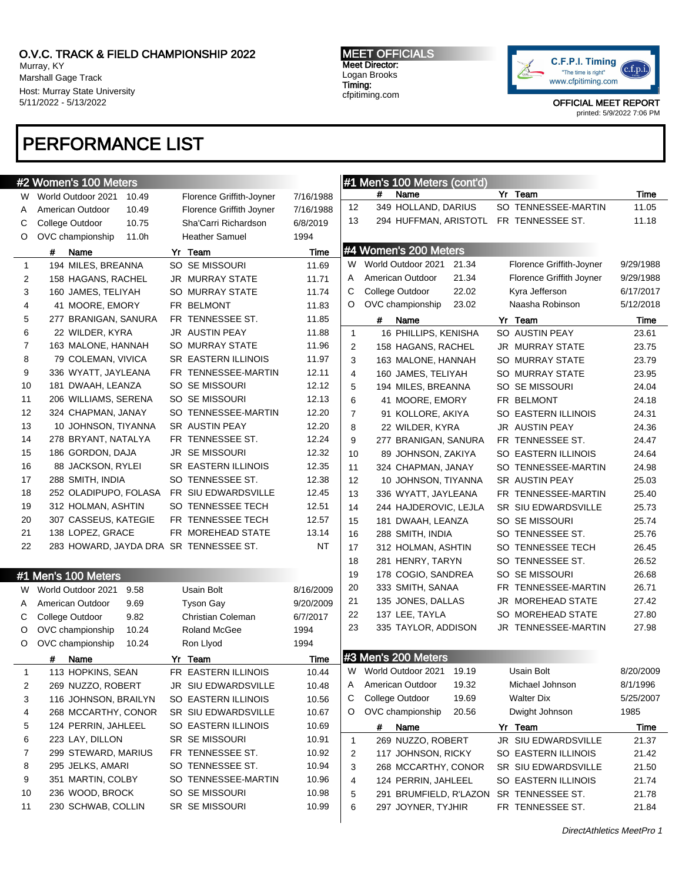O.V.C. TRACK & FIELD CHAMPIONSHIP 2022
Murray, KY
Marshall Gage Track
Host: Murray State University
5/11/2022 - 5/13/2022

**MEET OFFICIALS**
Meet Director:
Logan Brooks
Timing:
cfpitiming.com

C.F.P.I. Timing
"The time is right"
www.cfpitiming.com

OFFICIAL MEET REPORT
printed: 5/9/2022 7:06 PM

# PERFORMANCE LIST

## #2 Women's 100 Meters

| | | | | |
|---|---|---|---|---|
| W | World Outdoor 2021 | 10.49 | Florence Griffith-Joyner | 7/16/1988 |
| A | American Outdoor | 10.49 | Florence Griffith Joyner | 7/16/1988 |
| C | College Outdoor | 10.75 | Sha'Carri Richardson | 6/8/2019 |
| O | OVC championship | 11.0h | Heather Samuel | 1994 |

| | # | Name | Yr | Team | Time |
|---|---|---|---|---|---|
| 1 | 194 | MILES, BREANNA | SO | SE MISSOURI | 11.69 |
| 2 | 158 | HAGANS, RACHEL | JR | MURRAY STATE | 11.71 |
| 3 | 160 | JAMES, TELIYAH | SO | MURRAY STATE | 11.74 |
| 4 | 41 | MOORE, EMORY | FR | BELMONT | 11.83 |
| 5 | 277 | BRANIGAN, SANURA | FR | TENNESSEE ST. | 11.85 |
| 6 | 22 | WILDER, KYRA | JR | AUSTIN PEAY | 11.88 |
| 7 | 163 | MALONE, HANNAH | SO | MURRAY STATE | 11.96 |
| 8 | 79 | COLEMAN, VIVICA | SR | EASTERN ILLINOIS | 11.97 |
| 9 | 336 | WYATT, JAYLEANA | FR | TENNESSEE-MARTIN | 12.11 |
| 10 | 181 | DWAAH, LEANZA | SO | SE MISSOURI | 12.12 |
| 11 | 206 | WILLIAMS, SERENA | SO | SE MISSOURI | 12.13 |
| 12 | 324 | CHAPMAN, JANAY | SO | TENNESSEE-MARTIN | 12.20 |
| 13 | 10 | JOHNSON, TIYANNA | SR | AUSTIN PEAY | 12.20 |
| 14 | 278 | BRYANT, NATALYA | FR | TENNESSEE ST. | 12.24 |
| 15 | 186 | GORDON, DAJA | JR | SE MISSOURI | 12.32 |
| 16 | 88 | JACKSON, RYLEI | SR | EASTERN ILLINOIS | 12.35 |
| 17 | 288 | SMITH, INDIA | SO | TENNESSEE ST. | 12.38 |
| 18 | 252 | OLADIPUPO, FOLASA | FR | SIU EDWARDSVILLE | 12.45 |
| 19 | 312 | HOLMAN, ASHTIN | SO | TENNESSEE TECH | 12.51 |
| 20 | 307 | CASSEUS, KATEGIE | FR | TENNESSEE TECH | 12.57 |
| 21 | 138 | LOPEZ, GRACE | FR | MOREHEAD STATE | 13.14 |
| 22 | 283 | HOWARD, JAYDA DRA | SR | TENNESSEE ST. | NT |

## #1 Men's 100 Meters

| | | | | |
|---|---|---|---|---|
| W | World Outdoor 2021 | 9.58 | Usain Bolt | 8/16/2009 |
| A | American Outdoor | 9.69 | Tyson Gay | 9/20/2009 |
| C | College Outdoor | 9.82 | Christian Coleman | 6/7/2017 |
| O | OVC championship | 10.24 | Roland McGee | 1994 |
| O | OVC championship | 10.24 | Ron Llyod | 1994 |

| | # | Name | Yr | Team | Time |
|---|---|---|---|---|---|
| 1 | 113 | HOPKINS, SEAN | FR | EASTERN ILLINOIS | 10.44 |
| 2 | 269 | NUZZO, ROBERT | JR | SIU EDWARDSVILLE | 10.48 |
| 3 | 116 | JOHNSON, BRAILYN | SO | EASTERN ILLINOIS | 10.56 |
| 4 | 268 | MCCARTHY, CONOR | SR | SIU EDWARDSVILLE | 10.67 |
| 5 | 124 | PERRIN, JAHLEEL | SO | EASTERN ILLINOIS | 10.69 |
| 6 | 223 | LAY, DILLON | SR | SE MISSOURI | 10.91 |
| 7 | 299 | STEWARD, MARIUS | FR | TENNESSEE ST. | 10.92 |
| 8 | 295 | JELKS, AMARI | SO | TENNESSEE ST. | 10.94 |
| 9 | 351 | MARTIN, COLBY | SO | TENNESSEE-MARTIN | 10.96 |
| 10 | 236 | WOOD, BROCK | SO | SE MISSOURI | 10.98 |
| 11 | 230 | SCHWAB, COLLIN | SR | SE MISSOURI | 10.99 |
| 12 | 349 | HOLLAND, DARIUS | SO | TENNESSEE-MARTIN | 11.05 |
| 13 | 294 | HUFFMAN, ARISTOTL | FR | TENNESSEE ST. | 11.18 |

## #4 Women's 200 Meters

| | | | | |
|---|---|---|---|---|
| W | World Outdoor 2021 | 21.34 | Florence Griffith-Joyner | 9/29/1988 |
| A | American Outdoor | 21.34 | Florence Griffith Joyner | 9/29/1988 |
| C | College Outdoor | 22.02 | Kyra Jefferson | 6/17/2017 |
| O | OVC championship | 23.02 | Naasha Robinson | 5/12/2018 |

| | # | Name | Yr | Team | Time |
|---|---|---|---|---|---|
| 1 | 16 | PHILLIPS, KENISHA | SO | AUSTIN PEAY | 23.61 |
| 2 | 158 | HAGANS, RACHEL | JR | MURRAY STATE | 23.75 |
| 3 | 163 | MALONE, HANNAH | SO | MURRAY STATE | 23.79 |
| 4 | 160 | JAMES, TELIYAH | SO | MURRAY STATE | 23.95 |
| 5 | 194 | MILES, BREANNA | SO | SE MISSOURI | 24.04 |
| 6 | 41 | MOORE, EMORY | FR | BELMONT | 24.18 |
| 7 | 91 | KOLLORE, AKIYA | SO | EASTERN ILLINOIS | 24.31 |
| 8 | 22 | WILDER, KYRA | JR | AUSTIN PEAY | 24.36 |
| 9 | 277 | BRANIGAN, SANURA | FR | TENNESSEE ST. | 24.47 |
| 10 | 89 | JOHNSON, ZAKIYA | SO | EASTERN ILLINOIS | 24.64 |
| 11 | 324 | CHAPMAN, JANAY | SO | TENNESSEE-MARTIN | 24.98 |
| 12 | 10 | JOHNSON, TIYANNA | SR | AUSTIN PEAY | 25.03 |
| 13 | 336 | WYATT, JAYLEANA | FR | TENNESSEE-MARTIN | 25.40 |
| 14 | 244 | HAJDEROVIC, LEJLA | SR | SIU EDWARDSVILLE | 25.73 |
| 15 | 181 | DWAAH, LEANZA | SO | SE MISSOURI | 25.74 |
| 16 | 288 | SMITH, INDIA | SO | TENNESSEE ST. | 25.76 |
| 17 | 312 | HOLMAN, ASHTIN | SO | TENNESSEE TECH | 26.45 |
| 18 | 281 | HENRY, TARYN | SO | TENNESSEE ST. | 26.52 |
| 19 | 178 | COGIO, SANDREA | SO | SE MISSOURI | 26.68 |
| 20 | 333 | SMITH, SANAA | FR | TENNESSEE-MARTIN | 26.71 |
| 21 | 135 | JONES, DALLAS | JR | MOREHEAD STATE | 27.42 |
| 22 | 137 | LEE, TAYLA | SO | MOREHEAD STATE | 27.80 |
| 23 | 335 | TAYLOR, ADDISON | JR | TENNESSEE-MARTIN | 27.98 |

## #3 Men's 200 Meters

| | | | | |
|---|---|---|---|---|
| W | World Outdoor 2021 | 19.19 | Usain Bolt | 8/20/2009 |
| A | American Outdoor | 19.32 | Michael Johnson | 8/1/1996 |
| C | College Outdoor | 19.69 | Walter Dix | 5/25/2007 |
| O | OVC championship | 20.56 | Dwight Johnson | 1985 |

| | # | Name | Yr | Team | Time |
|---|---|---|---|---|---|
| 1 | 269 | NUZZO, ROBERT | JR | SIU EDWARDSVILLE | 21.37 |
| 2 | 117 | JOHNSON, RICKY | SO | EASTERN ILLINOIS | 21.42 |
| 3 | 268 | MCCARTHY, CONOR | SR | SIU EDWARDSVILLE | 21.50 |
| 4 | 124 | PERRIN, JAHLEEL | SO | EASTERN ILLINOIS | 21.74 |
| 5 | 291 | BRUMFIELD, R'LAZON | SR | TENNESSEE ST. | 21.78 |
| 6 | 297 | JOYNER, TYJHIR | FR | TENNESSEE ST. | 21.84 |

*DirectAthletics MeetPro 1*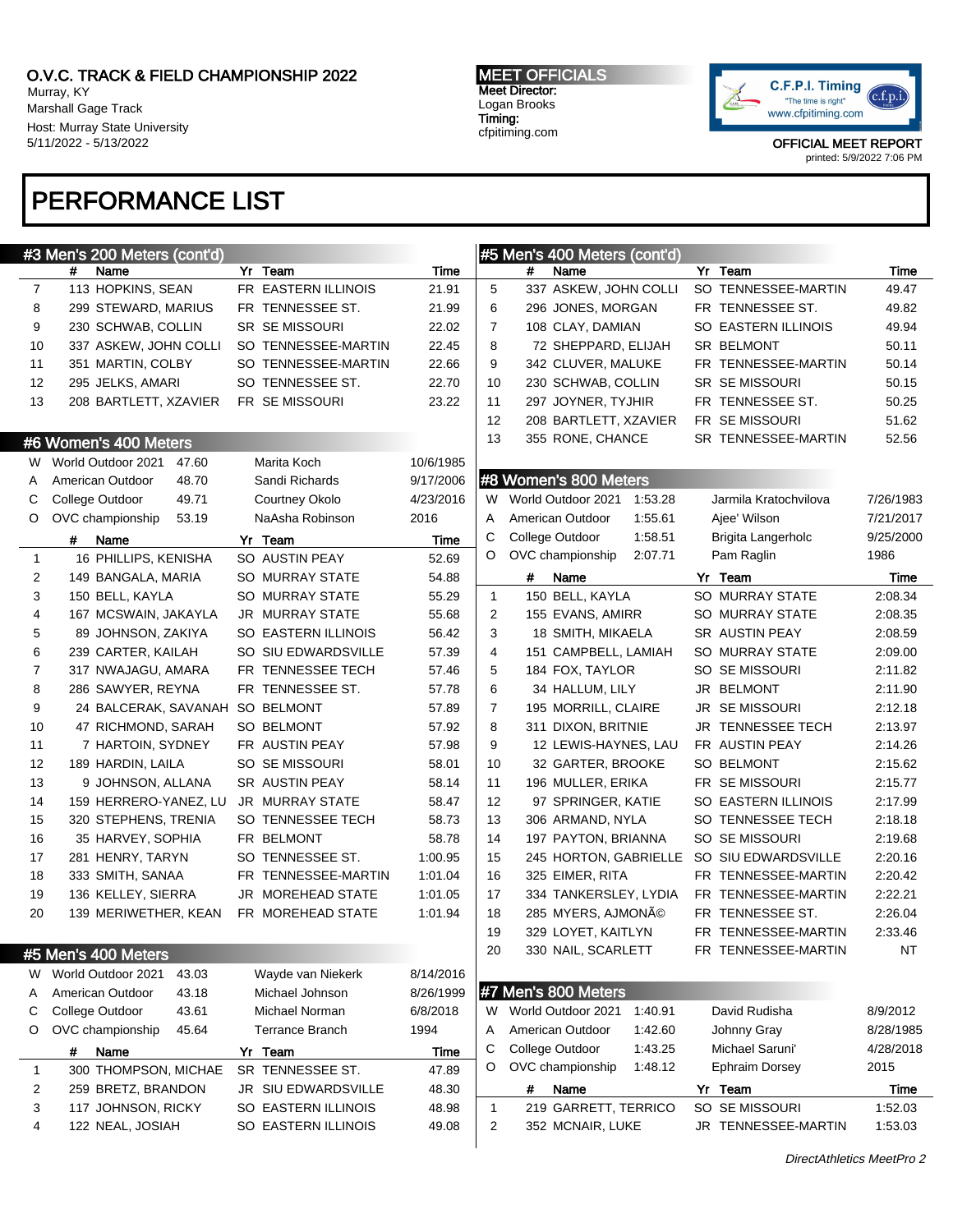O.V.C. TRACK & FIELD CHAMPIONSHIP 2022
Murray, KY
Marshall Gage Track
Host: Murray State University
5/11/2022 - 5/13/2022

MEET OFFICIALS
Meet Director:
Logan Brooks
Timing:
cfpitiming.com

OFFICIAL MEET REPORT
printed: 5/9/2022 7:06 PM

# PERFORMANCE LIST

## #3 Men's 200 Meters (cont'd)

| | # | Name | Yr | Team | Time |
|---|---|---|---|---|---|
| 7 | 113 | HOPKINS, SEAN | FR | EASTERN ILLINOIS | 21.91 |
| 8 | 299 | STEWARD, MARIUS | FR | TENNESSEE ST. | 21.99 |
| 9 | 230 | SCHWAB, COLLIN | SR | SE MISSOURI | 22.02 |
| 10 | 337 | ASKEW, JOHN COLLI | SO | TENNESSEE-MARTIN | 22.45 |
| 11 | 351 | MARTIN, COLBY | SO | TENNESSEE-MARTIN | 22.66 |
| 12 | 295 | JELKS, AMARI | SO | TENNESSEE ST. | 22.70 |
| 13 | 208 | BARTLETT, XZAVIER | FR | SE MISSOURI | 23.22 |

## #6 Women's 400 Meters

| | Record | Mark | Holder | Date |
|---|---|---|---|---|
| W | World Outdoor 2021 | 47.60 | Marita Koch | 10/6/1985 |
| A | American Outdoor | 48.70 | Sandi Richards | 9/17/2006 |
| C | College Outdoor | 49.71 | Courtney Okolo | 4/23/2016 |
| O | OVC championship | 53.19 | NaAsha Robinson | 2016 |

| | # | Name | Yr | Team | Time |
|---|---|---|---|---|---|
| 1 | 16 | PHILLIPS, KENISHA | SO | AUSTIN PEAY | 52.69 |
| 2 | 149 | BANGALA, MARIA | SO | MURRAY STATE | 54.88 |
| 3 | 150 | BELL, KAYLA | SO | MURRAY STATE | 55.29 |
| 4 | 167 | MCSWAIN, JAKAYLA | JR | MURRAY STATE | 55.68 |
| 5 | 89 | JOHNSON, ZAKIYA | SO | EASTERN ILLINOIS | 56.42 |
| 6 | 239 | CARTER, KAILAH | SO | SIU EDWARDSVILLE | 57.39 |
| 7 | 317 | NWAJAGU, AMARA | FR | TENNESSEE TECH | 57.46 |
| 8 | 286 | SAWYER, REYNA | FR | TENNESSEE ST. | 57.78 |
| 9 | 24 | BALCERAK, SAVANAH | SO | BELMONT | 57.89 |
| 10 | 47 | RICHMOND, SARAH | SO | BELMONT | 57.92 |
| 11 | 7 | HARTOIN, SYDNEY | FR | AUSTIN PEAY | 57.98 |
| 12 | 189 | HARDIN, LAILA | SO | SE MISSOURI | 58.01 |
| 13 | 9 | JOHNSON, ALLANA | SR | AUSTIN PEAY | 58.14 |
| 14 | 159 | HERRERO-YANEZ, LU | JR | MURRAY STATE | 58.47 |
| 15 | 320 | STEPHENS, TRENIA | SO | TENNESSEE TECH | 58.73 |
| 16 | 35 | HARVEY, SOPHIA | FR | BELMONT | 58.78 |
| 17 | 281 | HENRY, TARYN | SO | TENNESSEE ST. | 1:00.95 |
| 18 | 333 | SMITH, SANAA | FR | TENNESSEE-MARTIN | 1:01.04 |
| 19 | 136 | KELLEY, SIERRA | JR | MOREHEAD STATE | 1:01.05 |
| 20 | 139 | MERIWETHER, KEAN | FR | MOREHEAD STATE | 1:01.94 |

## #5 Men's 400 Meters

| | Record | Mark | Holder | Date |
|---|---|---|---|---|
| W | World Outdoor 2021 | 43.03 | Wayde van Niekerk | 8/14/2016 |
| A | American Outdoor | 43.18 | Michael Johnson | 8/26/1999 |
| C | College Outdoor | 43.61 | Michael Norman | 6/8/2018 |
| O | OVC championship | 45.64 | Terrance Branch | 1994 |

| | # | Name | Yr | Team | Time |
|---|---|---|---|---|---|
| 1 | 300 | THOMPSON, MICHAE | SR | TENNESSEE ST. | 47.89 |
| 2 | 259 | BRETZ, BRANDON | JR | SIU EDWARDSVILLE | 48.30 |
| 3 | 117 | JOHNSON, RICKY | SO | EASTERN ILLINOIS | 48.98 |
| 4 | 122 | NEAL, JOSIAH | SO | EASTERN ILLINOIS | 49.08 |
| 5 | 337 | ASKEW, JOHN COLLI | SO | TENNESSEE-MARTIN | 49.47 |
| 6 | 296 | JONES, MORGAN | FR | TENNESSEE ST. | 49.82 |
| 7 | 108 | CLAY, DAMIAN | SO | EASTERN ILLINOIS | 49.94 |
| 8 | 72 | SHEPPARD, ELIJAH | SR | BELMONT | 50.11 |
| 9 | 342 | CLUVER, MALUKE | FR | TENNESSEE-MARTIN | 50.14 |
| 10 | 230 | SCHWAB, COLLIN | SR | SE MISSOURI | 50.15 |
| 11 | 297 | JOYNER, TYJHIR | FR | TENNESSEE ST. | 50.25 |
| 12 | 208 | BARTLETT, XZAVIER | FR | SE MISSOURI | 51.62 |
| 13 | 355 | RONE, CHANCE | SR | TENNESSEE-MARTIN | 52.56 |

## #8 Women's 800 Meters

| | Record | Mark | Holder | Date |
|---|---|---|---|---|
| W | World Outdoor 2021 | 1:53.28 | Jarmila Kratochvilova | 7/26/1983 |
| A | American Outdoor | 1:55.61 | Ajee' Wilson | 7/21/2017 |
| C | College Outdoor | 1:58.51 | Brigita Langerholc | 9/25/2000 |
| O | OVC championship | 2:07.71 | Pam Raglin | 1986 |

| | # | Name | Yr | Team | Time |
|---|---|---|---|---|---|
| 1 | 150 | BELL, KAYLA | SO | MURRAY STATE | 2:08.34 |
| 2 | 155 | EVANS, AMIRR | SO | MURRAY STATE | 2:08.35 |
| 3 | 18 | SMITH, MIKAELA | SR | AUSTIN PEAY | 2:08.59 |
| 4 | 151 | CAMPBELL, LAMIAH | SO | MURRAY STATE | 2:09.00 |
| 5 | 184 | FOX, TAYLOR | SO | SE MISSOURI | 2:11.82 |
| 6 | 34 | HALLUM, LILY | JR | BELMONT | 2:11.90 |
| 7 | 195 | MORRILL, CLAIRE | JR | SE MISSOURI | 2:12.18 |
| 8 | 311 | DIXON, BRITNIE | JR | TENNESSEE TECH | 2:13.97 |
| 9 | 12 | LEWIS-HAYNES, LAU | FR | AUSTIN PEAY | 2:14.26 |
| 10 | 32 | GARTER, BROOKE | SO | BELMONT | 2:15.62 |
| 11 | 196 | MULLER, ERIKA | FR | SE MISSOURI | 2:15.77 |
| 12 | 97 | SPRINGER, KATIE | SO | EASTERN ILLINOIS | 2:17.99 |
| 13 | 306 | ARMAND, NYLA | SO | TENNESSEE TECH | 2:18.18 |
| 14 | 197 | PAYTON, BRIANNA | SO | SE MISSOURI | 2:19.68 |
| 15 | 245 | HORTON, GABRIELLE | SO | SIU EDWARDSVILLE | 2:20.16 |
| 16 | 325 | EIMER, RITA | FR | TENNESSEE-MARTIN | 2:20.42 |
| 17 | 334 | TANKERSLEY, LYDIA | FR | TENNESSEE-MARTIN | 2:22.21 |
| 18 | 285 | MYERS, AJMONÃ© | FR | TENNESSEE ST. | 2:26.04 |
| 19 | 329 | LOYET, KAITLYN | FR | TENNESSEE-MARTIN | 2:33.46 |
| 20 | 330 | NAIL, SCARLETT | FR | TENNESSEE-MARTIN | NT |

## #7 Men's 800 Meters

| | Record | Mark | Holder | Date |
|---|---|---|---|---|
| W | World Outdoor 2021 | 1:40.91 | David Rudisha | 8/9/2012 |
| A | American Outdoor | 1:42.60 | Johnny Gray | 8/28/1985 |
| C | College Outdoor | 1:43.25 | Michael Saruni' | 4/28/2018 |
| O | OVC championship | 1:48.12 | Ephraim Dorsey | 2015 |

| | # | Name | Yr | Team | Time |
|---|---|---|---|---|---|
| 1 | 219 | GARRETT, TERRICO | SO | SE MISSOURI | 1:52.03 |
| 2 | 352 | MCNAIR, LUKE | JR | TENNESSEE-MARTIN | 1:53.03 |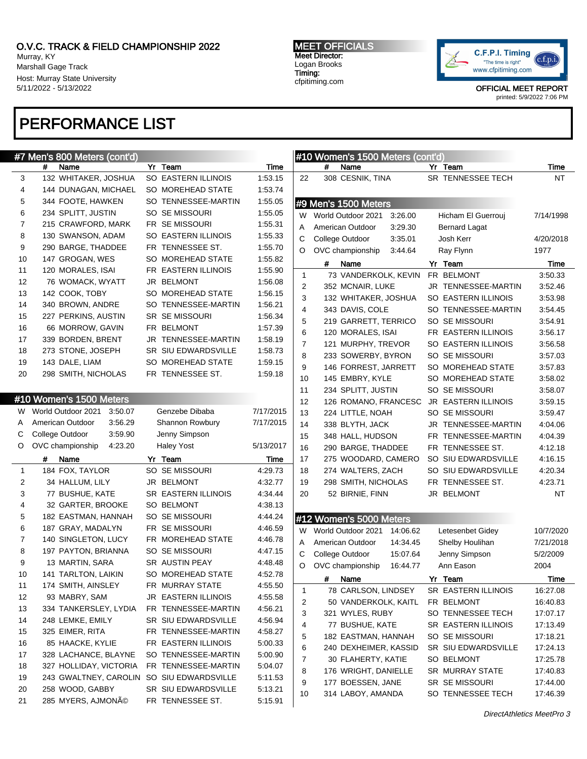O.V.C. TRACK & FIELD CHAMPIONSHIP 2022
Murray, KY
Marshall Gage Track
Host: Murray State University
5/11/2022 - 5/13/2022

**MEET OFFICIALS**
Meet Director:
Logan Brooks
Timing:
cfpitiming.com

C.F.P.I. Timing "The time is right" www.cfpitiming.com

OFFICIAL MEET REPORT
printed: 5/9/2022 7:06 PM

# PERFORMANCE LIST

## #7 Men's 800 Meters (cont'd)

| | # | Name | Yr | Team | Time |
|---|---|---|---|---|---|
| 3 | 132 | WHITAKER, JOSHUA | SO | EASTERN ILLINOIS | 1:53.15 |
| 4 | 144 | DUNAGAN, MICHAEL | SO | MOREHEAD STATE | 1:53.74 |
| 5 | 344 | FOOTE, HAWKEN | SO | TENNESSEE-MARTIN | 1:55.05 |
| 6 | 234 | SPLITT, JUSTIN | SO | SE MISSOURI | 1:55.05 |
| 7 | 215 | CRAWFORD, MARK | FR | SE MISSOURI | 1:55.31 |
| 8 | 130 | SWANSON, ADAM | SO | EASTERN ILLINOIS | 1:55.33 |
| 9 | 290 | BARGE, THADDEE | FR | TENNESSEE ST. | 1:55.70 |
| 10 | 147 | GROGAN, WES | SO | MOREHEAD STATE | 1:55.82 |
| 11 | 120 | MORALES, ISAI | FR | EASTERN ILLINOIS | 1:55.90 |
| 12 | 76 | WOMACK, WYATT | JR | BELMONT | 1:56.08 |
| 13 | 142 | COOK, TOBY | SO | MOREHEAD STATE | 1:56.15 |
| 14 | 340 | BROWN, ANDRE | SO | TENNESSEE-MARTIN | 1:56.21 |
| 15 | 227 | PERKINS, AUSTIN | SR | SE MISSOURI | 1:56.34 |
| 16 | 66 | MORROW, GAVIN | FR | BELMONT | 1:57.39 |
| 17 | 339 | BORDEN, BRENT | JR | TENNESSEE-MARTIN | 1:58.19 |
| 18 | 273 | STONE, JOSEPH | SR | SIU EDWARDSVILLE | 1:58.73 |
| 19 | 143 | DALE, LIAM | SO | MOREHEAD STATE | 1:59.15 |
| 20 | 298 | SMITH, NICHOLAS | FR | TENNESSEE ST. | 1:59.18 |

## #10 Women's 1500 Meters

| | Record | Time | Holder | Date |
|---|---|---|---|---|
| W | World Outdoor 2021 | 3:50.07 | Genzebe Dibaba | 7/17/2015 |
| A | American Outdoor | 3:56.29 | Shannon Rowbury | 7/17/2015 |
| C | College Outdoor | 3:59.90 | Jenny Simpson | |
| O | OVC championship | 4:23.20 | Haley Yost | 5/13/2017 |

| | # | Name | Yr | Team | Time |
|---|---|---|---|---|---|
| 1 | 184 | FOX, TAYLOR | SO | SE MISSOURI | 4:29.73 |
| 2 | 34 | HALLUM, LILY | JR | BELMONT | 4:32.77 |
| 3 | 77 | BUSHUE, KATE | SR | EASTERN ILLINOIS | 4:34.44 |
| 4 | 32 | GARTER, BROOKE | SO | BELMONT | 4:38.13 |
| 5 | 182 | EASTMAN, HANNAH | SO | SE MISSOURI | 4:44.24 |
| 6 | 187 | GRAY, MADALYN | FR | SE MISSOURI | 4:46.59 |
| 7 | 140 | SINGLETON, LUCY | FR | MOREHEAD STATE | 4:46.78 |
| 8 | 197 | PAYTON, BRIANNA | SO | SE MISSOURI | 4:47.15 |
| 9 | 13 | MARTIN, SARA | SR | AUSTIN PEAY | 4:48.48 |
| 10 | 141 | TARLTON, LAIKIN | SO | MOREHEAD STATE | 4:52.78 |
| 11 | 174 | SMITH, AINSLEY | FR | MURRAY STATE | 4:55.50 |
| 12 | 93 | MABRY, SAM | JR | EASTERN ILLINOIS | 4:55.58 |
| 13 | 334 | TANKERSLEY, LYDIA | FR | TENNESSEE-MARTIN | 4:56.21 |
| 14 | 248 | LEMKE, EMILY | SR | SIU EDWARDSVILLE | 4:56.94 |
| 15 | 325 | EIMER, RITA | FR | TENNESSEE-MARTIN | 4:58.27 |
| 16 | 85 | HAACKE, KYLIE | FR | EASTERN ILLINOIS | 5:00.33 |
| 17 | 328 | LACHANCE, BLAYNE | SO | TENNESSEE-MARTIN | 5:00.90 |
| 18 | 327 | HOLLIDAY, VICTORIA | FR | TENNESSEE-MARTIN | 5:04.07 |
| 19 | 243 | GWALTNEY, CAROLIN | SO | SIU EDWARDSVILLE | 5:11.53 |
| 20 | 258 | WOOD, GABBY | SR | SIU EDWARDSVILLE | 5:13.21 |
| 21 | 285 | MYERS, AJMONÃ© | FR | TENNESSEE ST. | 5:15.91 |
| 22 | 308 | CESNIK, TINA | SR | TENNESSEE TECH | NT |

## #9 Men's 1500 Meters

| | Record | Time | Holder | Date |
|---|---|---|---|---|
| W | World Outdoor 2021 | 3:26.00 | Hicham El Guerrouj | 7/14/1998 |
| A | American Outdoor | 3:29.30 | Bernard Lagat | |
| C | College Outdoor | 3:35.01 | Josh Kerr | 4/20/2018 |
| O | OVC championship | 3:44.64 | Ray Flynn | 1977 |

| | # | Name | Yr | Team | Time |
|---|---|---|---|---|---|
| 1 | 73 | VANDERKOLK, KEVIN | FR | BELMONT | 3:50.33 |
| 2 | 352 | MCNAIR, LUKE | JR | TENNESSEE-MARTIN | 3:52.46 |
| 3 | 132 | WHITAKER, JOSHUA | SO | EASTERN ILLINOIS | 3:53.98 |
| 4 | 343 | DAVIS, COLE | SO | TENNESSEE-MARTIN | 3:54.45 |
| 5 | 219 | GARRETT, TERRICO | SO | SE MISSOURI | 3:54.91 |
| 6 | 120 | MORALES, ISAI | FR | EASTERN ILLINOIS | 3:56.17 |
| 7 | 121 | MURPHY, TREVOR | SO | EASTERN ILLINOIS | 3:56.58 |
| 8 | 233 | SOWERBY, BYRON | SO | SE MISSOURI | 3:57.03 |
| 9 | 146 | FORREST, JARRETT | SO | MOREHEAD STATE | 3:57.83 |
| 10 | 145 | EMBRY, KYLE | SO | MOREHEAD STATE | 3:58.02 |
| 11 | 234 | SPLITT, JUSTIN | SO | SE MISSOURI | 3:58.07 |
| 12 | 126 | ROMANO, FRANCESC | JR | EASTERN ILLINOIS | 3:59.15 |
| 13 | 224 | LITTLE, NOAH | SO | SE MISSOURI | 3:59.47 |
| 14 | 338 | BLYTH, JACK | JR | TENNESSEE-MARTIN | 4:04.06 |
| 15 | 348 | HALL, HUDSON | FR | TENNESSEE-MARTIN | 4:04.39 |
| 16 | 290 | BARGE, THADDEE | FR | TENNESSEE ST. | 4:12.18 |
| 17 | 275 | WOODARD, CAMERO | SO | SIU EDWARDSVILLE | 4:16.15 |
| 18 | 274 | WALTERS, ZACH | SO | SIU EDWARDSVILLE | 4:20.34 |
| 19 | 298 | SMITH, NICHOLAS | FR | TENNESSEE ST. | 4:23.71 |
| 20 | 52 | BIRNIE, FINN | JR | BELMONT | NT |

## #12 Women's 5000 Meters

| | Record | Time | Holder | Date |
|---|---|---|---|---|
| W | World Outdoor 2021 | 14:06.62 | Letesenbet Gidey | 10/7/2020 |
| A | American Outdoor | 14:34.45 | Shelby Houlihan | 7/21/2018 |
| C | College Outdoor | 15:07.64 | Jenny Simpson | 5/2/2009 |
| O | OVC championship | 16:44.77 | Ann Eason | 2004 |

| | # | Name | Yr | Team | Time |
|---|---|---|---|---|---|
| 1 | 78 | CARLSON, LINDSEY | SR | EASTERN ILLINOIS | 16:27.08 |
| 2 | 50 | VANDERKOLK, KAITL | FR | BELMONT | 16:40.83 |
| 3 | 321 | WYLES, RUBY | SO | TENNESSEE TECH | 17:07.17 |
| 4 | 77 | BUSHUE, KATE | SR | EASTERN ILLINOIS | 17:13.49 |
| 5 | 182 | EASTMAN, HANNAH | SO | SE MISSOURI | 17:18.21 |
| 6 | 240 | DEXHEIMER, KASSID | SR | SIU EDWARDSVILLE | 17:24.13 |
| 7 | 30 | FLAHERTY, KATIE | SO | BELMONT | 17:25.78 |
| 8 | 176 | WRIGHT, DANIELLE | SR | MURRAY STATE | 17:40.83 |
| 9 | 177 | BOESSEN, JANE | SR | SE MISSOURI | 17:44.00 |
| 10 | 314 | LABOY, AMANDA | SO | TENNESSEE TECH | 17:46.39 |

*DirectAthletics MeetPro 3*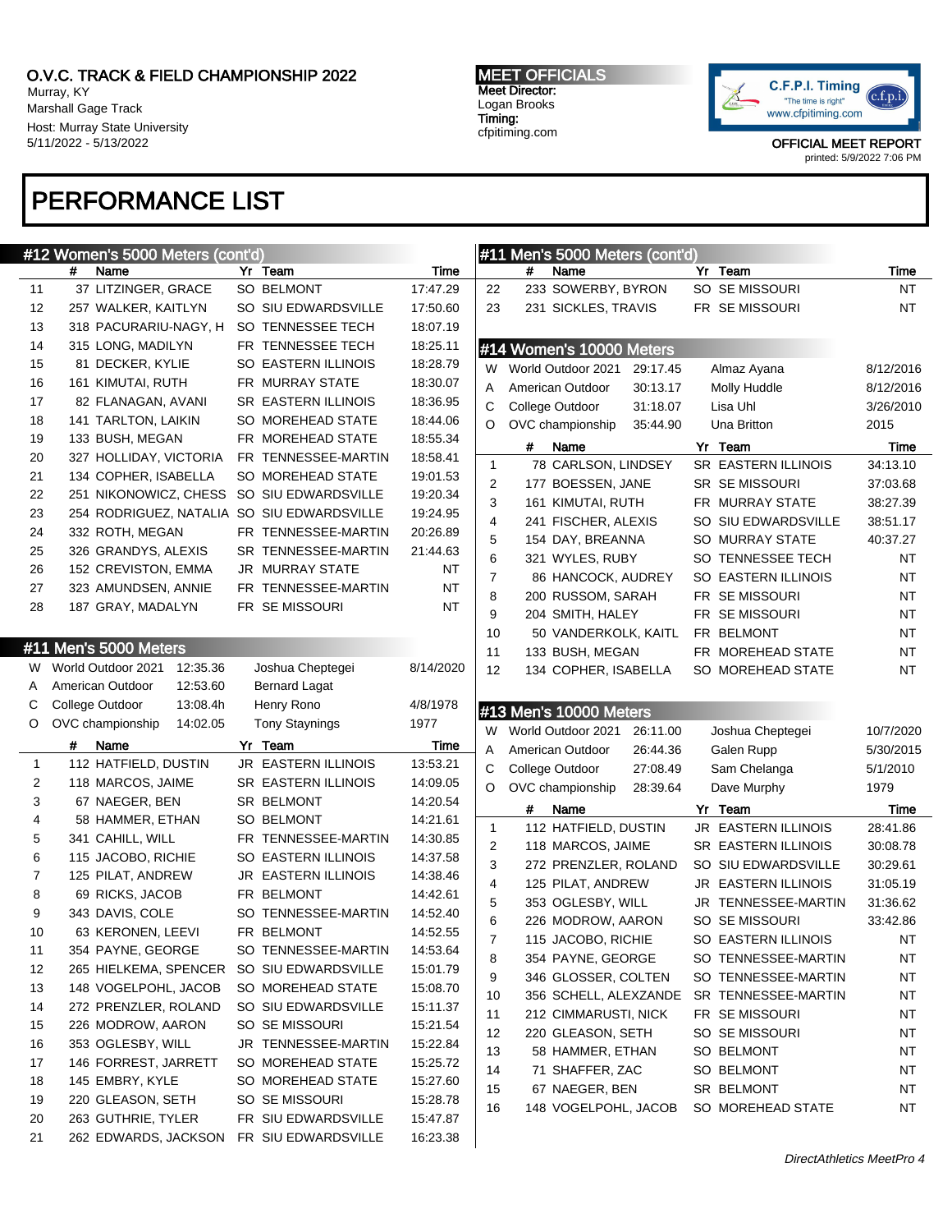O.V.C. TRACK & FIELD CHAMPIONSHIP 2022
Murray, KY
Marshall Gage Track
Host: Murray State University
5/11/2022 - 5/13/2022

**MEET OFFICIALS**
Meet Director:
Logan Brooks
Timing:
cfpitiming.com

OFFICIAL MEET REPORT
printed: 5/9/2022 7:06 PM

# PERFORMANCE LIST

## #12 Women's 5000 Meters (cont'd)

| | # | Name | Yr | Team | Time |
|---|---|---|---|---|---|
| 11 | 37 | LITZINGER, GRACE | SO | BELMONT | 17:47.29 |
| 12 | 257 | WALKER, KAITLYN | SO | SIU EDWARDSVILLE | 17:50.60 |
| 13 | 318 | PACURARIU-NAGY, H | SO | TENNESSEE TECH | 18:07.19 |
| 14 | 315 | LONG, MADILYN | FR | TENNESSEE TECH | 18:25.11 |
| 15 | 81 | DECKER, KYLIE | SO | EASTERN ILLINOIS | 18:28.79 |
| 16 | 161 | KIMUTAI, RUTH | FR | MURRAY STATE | 18:30.07 |
| 17 | 82 | FLANAGAN, AVANI | SR | EASTERN ILLINOIS | 18:36.95 |
| 18 | 141 | TARLTON, LAIKIN | SO | MOREHEAD STATE | 18:44.06 |
| 19 | 133 | BUSH, MEGAN | FR | MOREHEAD STATE | 18:55.34 |
| 20 | 327 | HOLLIDAY, VICTORIA | FR | TENNESSEE-MARTIN | 18:58.41 |
| 21 | 134 | COPHER, ISABELLA | SO | MOREHEAD STATE | 19:01.53 |
| 22 | 251 | NIKONOWICZ, CHESS | SO | SIU EDWARDSVILLE | 19:20.34 |
| 23 | 254 | RODRIGUEZ, NATALIA | SO | SIU EDWARDSVILLE | 19:24.95 |
| 24 | 332 | ROTH, MEGAN | FR | TENNESSEE-MARTIN | 20:26.89 |
| 25 | 326 | GRANDYS, ALEXIS | SR | TENNESSEE-MARTIN | 21:44.63 |
| 26 | 152 | CREVISTON, EMMA | JR | MURRAY STATE | NT |
| 27 | 323 | AMUNDSEN, ANNIE | FR | TENNESSEE-MARTIN | NT |
| 28 | 187 | GRAY, MADALYN | FR | SE MISSOURI | NT |

## #11 Men's 5000 Meters

| | Record | Mark | Holder | Date |
|---|---|---|---|---|
| W | World Outdoor 2021 | 12:35.36 | Joshua Cheptegei | 8/14/2020 |
| A | American Outdoor | 12:53.60 | Bernard Lagat | |
| C | College Outdoor | 13:08.4h | Henry Rono | 4/8/1978 |
| O | OVC championship | 14:02.05 | Tony Staynings | 1977 |

| | # | Name | Yr | Team | Time |
|---|---|---|---|---|---|
| 1 | 112 | HATFIELD, DUSTIN | JR | EASTERN ILLINOIS | 13:53.21 |
| 2 | 118 | MARCOS, JAIME | SR | EASTERN ILLINOIS | 14:09.05 |
| 3 | 67 | NAEGER, BEN | SR | BELMONT | 14:20.54 |
| 4 | 58 | HAMMER, ETHAN | SO | BELMONT | 14:21.61 |
| 5 | 341 | CAHILL, WILL | FR | TENNESSEE-MARTIN | 14:30.85 |
| 6 | 115 | JACOBO, RICHIE | SO | EASTERN ILLINOIS | 14:37.58 |
| 7 | 125 | PILAT, ANDREW | JR | EASTERN ILLINOIS | 14:38.46 |
| 8 | 69 | RICKS, JACOB | FR | BELMONT | 14:42.61 |
| 9 | 343 | DAVIS, COLE | SO | TENNESSEE-MARTIN | 14:52.40 |
| 10 | 63 | KERONEN, LEEVI | FR | BELMONT | 14:52.55 |
| 11 | 354 | PAYNE, GEORGE | SO | TENNESSEE-MARTIN | 14:53.64 |
| 12 | 265 | HIELKEMA, SPENCER | SO | SIU EDWARDSVILLE | 15:01.79 |
| 13 | 148 | VOGELPOHL, JACOB | SO | MOREHEAD STATE | 15:08.70 |
| 14 | 272 | PRENZLER, ROLAND | SO | SIU EDWARDSVILLE | 15:11.37 |
| 15 | 226 | MODROW, AARON | SO | SE MISSOURI | 15:21.54 |
| 16 | 353 | OGLESBY, WILL | JR | TENNESSEE-MARTIN | 15:22.84 |
| 17 | 146 | FORREST, JARRETT | SO | MOREHEAD STATE | 15:25.72 |
| 18 | 145 | EMBRY, KYLE | SO | MOREHEAD STATE | 15:27.60 |
| 19 | 220 | GLEASON, SETH | SO | SE MISSOURI | 15:28.78 |
| 20 | 263 | GUTHRIE, TYLER | FR | SIU EDWARDSVILLE | 15:47.87 |
| 21 | 262 | EDWARDS, JACKSON | FR | SIU EDWARDSVILLE | 16:23.38 |
| 22 | 233 | SOWERBY, BYRON | SO | SE MISSOURI | NT |
| 23 | 231 | SICKLES, TRAVIS | FR | SE MISSOURI | NT |

## #14 Women's 10000 Meters

| | Record | Mark | Holder | Date |
|---|---|---|---|---|
| W | World Outdoor 2021 | 29:17.45 | Almaz Ayana | 8/12/2016 |
| A | American Outdoor | 30:13.17 | Molly Huddle | 8/12/2016 |
| C | College Outdoor | 31:18.07 | Lisa Uhl | 3/26/2010 |
| O | OVC championship | 35:44.90 | Una Britton | 2015 |

| | # | Name | Yr | Team | Time |
|---|---|---|---|---|---|
| 1 | 78 | CARLSON, LINDSEY | SR | EASTERN ILLINOIS | 34:13.10 |
| 2 | 177 | BOESSEN, JANE | SR | SE MISSOURI | 37:03.68 |
| 3 | 161 | KIMUTAI, RUTH | FR | MURRAY STATE | 38:27.39 |
| 4 | 241 | FISCHER, ALEXIS | SO | SIU EDWARDSVILLE | 38:51.17 |
| 5 | 154 | DAY, BREANNA | SO | MURRAY STATE | 40:37.27 |
| 6 | 321 | WYLES, RUBY | SO | TENNESSEE TECH | NT |
| 7 | 86 | HANCOCK, AUDREY | SO | EASTERN ILLINOIS | NT |
| 8 | 200 | RUSSOM, SARAH | FR | SE MISSOURI | NT |
| 9 | 204 | SMITH, HALEY | FR | SE MISSOURI | NT |
| 10 | 50 | VANDERKOLK, KAITL | FR | BELMONT | NT |
| 11 | 133 | BUSH, MEGAN | FR | MOREHEAD STATE | NT |
| 12 | 134 | COPHER, ISABELLA | SO | MOREHEAD STATE | NT |

## #13 Men's 10000 Meters

| | Record | Mark | Holder | Date |
|---|---|---|---|---|
| W | World Outdoor 2021 | 26:11.00 | Joshua Cheptegei | 10/7/2020 |
| A | American Outdoor | 26:44.36 | Galen Rupp | 5/30/2015 |
| C | College Outdoor | 27:08.49 | Sam Chelanga | 5/1/2010 |
| O | OVC championship | 28:39.64 | Dave Murphy | 1979 |

| | # | Name | Yr | Team | Time |
|---|---|---|---|---|---|
| 1 | 112 | HATFIELD, DUSTIN | JR | EASTERN ILLINOIS | 28:41.86 |
| 2 | 118 | MARCOS, JAIME | SR | EASTERN ILLINOIS | 30:08.78 |
| 3 | 272 | PRENZLER, ROLAND | SO | SIU EDWARDSVILLE | 30:29.61 |
| 4 | 125 | PILAT, ANDREW | JR | EASTERN ILLINOIS | 31:05.19 |
| 5 | 353 | OGLESBY, WILL | JR | TENNESSEE-MARTIN | 31:36.62 |
| 6 | 226 | MODROW, AARON | SO | SE MISSOURI | 33:42.86 |
| 7 | 115 | JACOBO, RICHIE | SO | EASTERN ILLINOIS | NT |
| 8 | 354 | PAYNE, GEORGE | SO | TENNESSEE-MARTIN | NT |
| 9 | 346 | GLOSSER, COLTEN | SO | TENNESSEE-MARTIN | NT |
| 10 | 356 | SCHELL, ALEXZANDE | SR | TENNESSEE-MARTIN | NT |
| 11 | 212 | CIMMARUSTI, NICK | FR | SE MISSOURI | NT |
| 12 | 220 | GLEASON, SETH | SO | SE MISSOURI | NT |
| 13 | 58 | HAMMER, ETHAN | SO | BELMONT | NT |
| 14 | 71 | SHAFFER, ZAC | SO | BELMONT | NT |
| 15 | 67 | NAEGER, BEN | SR | BELMONT | NT |
| 16 | 148 | VOGELPOHL, JACOB | SO | MOREHEAD STATE | NT |

*DirectAthletics MeetPro 4*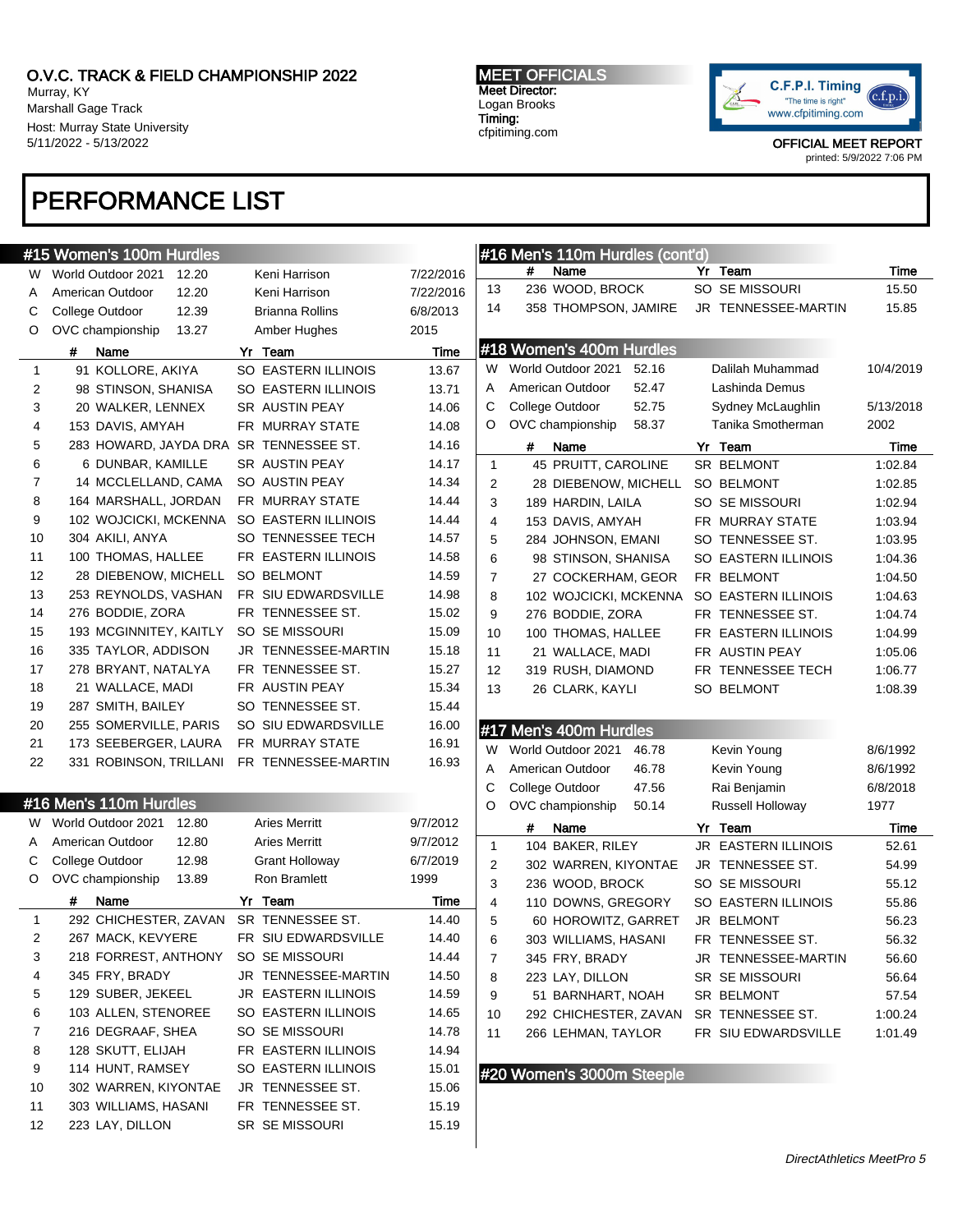# O.V.C. TRACK & FIELD CHAMPIONSHIP 2022

Murray, KY
Marshall Gage Track
Host: Murray State University
5/11/2022 - 5/13/2022

**MEET OFFICIALS**
Meet Director:
Logan Brooks
Timing:
cfpitiming.com

OFFICIAL MEET REPORT
printed: 5/9/2022 7:06 PM

# PERFORMANCE LIST

## #15 Women's 100m Hurdles

| | | | | |
|---|---|---|---|---|
| W | World Outdoor 2021 | 12.20 | Keni Harrison | 7/22/2016 |
| A | American Outdoor | 12.20 | Keni Harrison | 7/22/2016 |
| C | College Outdoor | 12.39 | Brianna Rollins | 6/8/2013 |
| O | OVC championship | 13.27 | Amber Hughes | 2015 |

| | # | Name | Yr | Team | Time |
|---|---|---|---|---|---|
| 1 | 91 | KOLLORE, AKIYA | SO | EASTERN ILLINOIS | 13.67 |
| 2 | 98 | STINSON, SHANISA | SO | EASTERN ILLINOIS | 13.71 |
| 3 | 20 | WALKER, LENNEX | SR | AUSTIN PEAY | 14.06 |
| 4 | 153 | DAVIS, AMYAH | FR | MURRAY STATE | 14.08 |
| 5 | 283 | HOWARD, JAYDA DRA | SR | TENNESSEE ST. | 14.16 |
| 6 | 6 | DUNBAR, KAMILLE | SR | AUSTIN PEAY | 14.17 |
| 7 | 14 | MCCLELLAND, CAMA | SO | AUSTIN PEAY | 14.34 |
| 8 | 164 | MARSHALL, JORDAN | FR | MURRAY STATE | 14.44 |
| 9 | 102 | WOJCICKI, MCKENNA | SO | EASTERN ILLINOIS | 14.44 |
| 10 | 304 | AKILI, ANYA | SO | TENNESSEE TECH | 14.57 |
| 11 | 100 | THOMAS, HALLEE | FR | EASTERN ILLINOIS | 14.58 |
| 12 | 28 | DIEBENOW, MICHELL | SO | BELMONT | 14.59 |
| 13 | 253 | REYNOLDS, VASHAN | FR | SIU EDWARDSVILLE | 14.98 |
| 14 | 276 | BODDIE, ZORA | FR | TENNESSEE ST. | 15.02 |
| 15 | 193 | MCGINNITEY, KAITLY | SO | SE MISSOURI | 15.09 |
| 16 | 335 | TAYLOR, ADDISON | JR | TENNESSEE-MARTIN | 15.18 |
| 17 | 278 | BRYANT, NATALYA | FR | TENNESSEE ST. | 15.27 |
| 18 | 21 | WALLACE, MADI | FR | AUSTIN PEAY | 15.34 |
| 19 | 287 | SMITH, BAILEY | SO | TENNESSEE ST. | 15.44 |
| 20 | 255 | SOMERVILLE, PARIS | SO | SIU EDWARDSVILLE | 16.00 |
| 21 | 173 | SEEBERGER, LAURA | FR | MURRAY STATE | 16.91 |
| 22 | 331 | ROBINSON, TRILLANI | FR | TENNESSEE-MARTIN | 16.93 |

## #16 Men's 110m Hurdles

| | | | | |
|---|---|---|---|---|
| W | World Outdoor 2021 | 12.80 | Aries Merritt | 9/7/2012 |
| A | American Outdoor | 12.80 | Aries Merritt | 9/7/2012 |
| C | College Outdoor | 12.98 | Grant Holloway | 6/7/2019 |
| O | OVC championship | 13.89 | Ron Bramlett | 1999 |

| | # | Name | Yr | Team | Time |
|---|---|---|---|---|---|
| 1 | 292 | CHICHESTER, ZAVAN | SR | TENNESSEE ST. | 14.40 |
| 2 | 267 | MACK, KEVYERE | FR | SIU EDWARDSVILLE | 14.40 |
| 3 | 218 | FORREST, ANTHONY | SO | SE MISSOURI | 14.44 |
| 4 | 345 | FRY, BRADY | JR | TENNESSEE-MARTIN | 14.50 |
| 5 | 129 | SUBER, JEKEEL | JR | EASTERN ILLINOIS | 14.59 |
| 6 | 103 | ALLEN, STENOREE | SO | EASTERN ILLINOIS | 14.65 |
| 7 | 216 | DEGRAAF, SHEA | SO | SE MISSOURI | 14.78 |
| 8 | 128 | SKUTT, ELIJAH | FR | EASTERN ILLINOIS | 14.94 |
| 9 | 114 | HUNT, RAMSEY | SO | EASTERN ILLINOIS | 15.01 |
| 10 | 302 | WARREN, KIYONTAE | JR | TENNESSEE ST. | 15.06 |
| 11 | 303 | WILLIAMS, HASANI | FR | TENNESSEE ST. | 15.19 |
| 12 | 223 | LAY, DILLON | SR | SE MISSOURI | 15.19 |
| 13 | 236 | WOOD, BROCK | SO | SE MISSOURI | 15.50 |
| 14 | 358 | THOMPSON, JAMIRE | JR | TENNESSEE-MARTIN | 15.85 |

## #18 Women's 400m Hurdles

| | | | | |
|---|---|---|---|---|
| W | World Outdoor 2021 | 52.16 | Dalilah Muhammad | 10/4/2019 |
| A | American Outdoor | 52.47 | Lashinda Demus | |
| C | College Outdoor | 52.75 | Sydney McLaughlin | 5/13/2018 |
| O | OVC championship | 58.37 | Tanika Smotherman | 2002 |

| | # | Name | Yr | Team | Time |
|---|---|---|---|---|---|
| 1 | 45 | PRUITT, CAROLINE | SR | BELMONT | 1:02.84 |
| 2 | 28 | DIEBENOW, MICHELL | SO | BELMONT | 1:02.85 |
| 3 | 189 | HARDIN, LAILA | SO | SE MISSOURI | 1:02.94 |
| 4 | 153 | DAVIS, AMYAH | FR | MURRAY STATE | 1:03.94 |
| 5 | 284 | JOHNSON, EMANI | SO | TENNESSEE ST. | 1:03.95 |
| 6 | 98 | STINSON, SHANISA | SO | EASTERN ILLINOIS | 1:04.36 |
| 7 | 27 | COCKERHAM, GEOR | FR | BELMONT | 1:04.50 |
| 8 | 102 | WOJCICKI, MCKENNA | SO | EASTERN ILLINOIS | 1:04.63 |
| 9 | 276 | BODDIE, ZORA | FR | TENNESSEE ST. | 1:04.74 |
| 10 | 100 | THOMAS, HALLEE | FR | EASTERN ILLINOIS | 1:04.99 |
| 11 | 21 | WALLACE, MADI | FR | AUSTIN PEAY | 1:05.06 |
| 12 | 319 | RUSH, DIAMOND | FR | TENNESSEE TECH | 1:06.77 |
| 13 | 26 | CLARK, KAYLI | SO | BELMONT | 1:08.39 |

## #17 Men's 400m Hurdles

| | | | | |
|---|---|---|---|---|
| W | World Outdoor 2021 | 46.78 | Kevin Young | 8/6/1992 |
| A | American Outdoor | 46.78 | Kevin Young | 8/6/1992 |
| C | College Outdoor | 47.56 | Rai Benjamin | 6/8/2018 |
| O | OVC championship | 50.14 | Russell Holloway | 1977 |

| | # | Name | Yr | Team | Time |
|---|---|---|---|---|---|
| 1 | 104 | BAKER, RILEY | JR | EASTERN ILLINOIS | 52.61 |
| 2 | 302 | WARREN, KIYONTAE | JR | TENNESSEE ST. | 54.99 |
| 3 | 236 | WOOD, BROCK | SO | SE MISSOURI | 55.12 |
| 4 | 110 | DOWNS, GREGORY | SO | EASTERN ILLINOIS | 55.86 |
| 5 | 60 | HOROWITZ, GARRET | JR | BELMONT | 56.23 |
| 6 | 303 | WILLIAMS, HASANI | FR | TENNESSEE ST. | 56.32 |
| 7 | 345 | FRY, BRADY | JR | TENNESSEE-MARTIN | 56.60 |
| 8 | 223 | LAY, DILLON | SR | SE MISSOURI | 56.64 |
| 9 | 51 | BARNHART, NOAH | SR | BELMONT | 57.54 |
| 10 | 292 | CHICHESTER, ZAVAN | SR | TENNESSEE ST. | 1:00.24 |
| 11 | 266 | LEHMAN, TAYLOR | FR | SIU EDWARDSVILLE | 1:01.49 |

## #20 Women's 3000m Steeple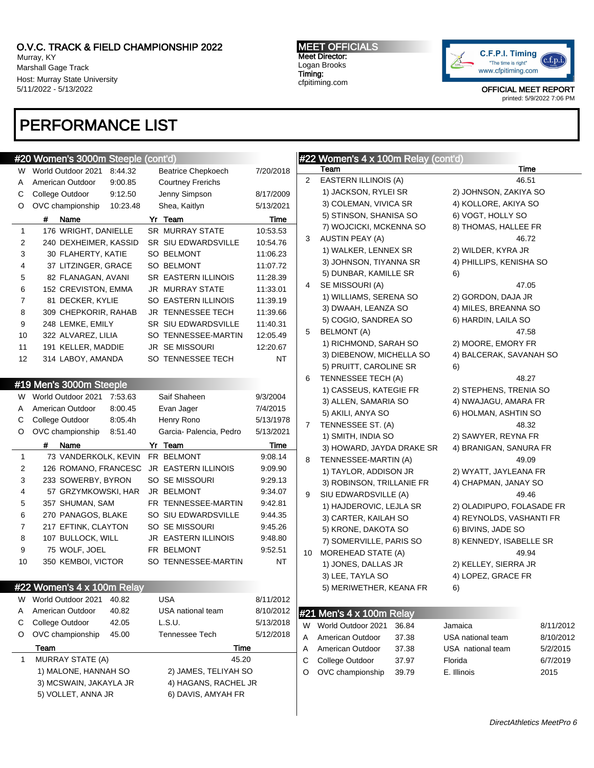O.V.C. TRACK & FIELD CHAMPIONSHIP 2022
Murray, KY
Marshall Gage Track
Host: Murray State University
5/11/2022 - 5/13/2022

MEET OFFICIALS
Meet Director:
Logan Brooks
Timing:
cfpitiming.com

OFFICIAL MEET REPORT
printed: 5/9/2022 7:06 PM

# PERFORMANCE LIST

## #20 Women's 3000m Steeple (cont'd)

| | | | | |
|---|---|---|---|---|
| W | World Outdoor 2021 | 8:44.32 | Beatrice Chepkoech | 7/20/2018 |
| A | American Outdoor | 9:00.85 | Courtney Frerichs | |
| C | College Outdoor | 9:12.50 | Jenny Simpson | 8/17/2009 |
| O | OVC championship | 10:23.48 | Shea, Kaitlyn | 5/13/2021 |

| | # | Name | Yr | Team | Time |
|---|---|---|---|---|---|
| 1 | 176 | WRIGHT, DANIELLE | SR | MURRAY STATE | 10:53.53 |
| 2 | 240 | DEXHEIMER, KASSID | SR | SIU EDWARDSVILLE | 10:54.76 |
| 3 | 30 | FLAHERTY, KATIE | SO | BELMONT | 11:06.23 |
| 4 | 37 | LITZINGER, GRACE | SO | BELMONT | 11:07.72 |
| 5 | 82 | FLANAGAN, AVANI | SR | EASTERN ILLINOIS | 11:28.39 |
| 6 | 152 | CREVISTON, EMMA | JR | MURRAY STATE | 11:33.01 |
| 7 | 81 | DECKER, KYLIE | SO | EASTERN ILLINOIS | 11:39.19 |
| 8 | 309 | CHEPKORIR, RAHAB | JR | TENNESSEE TECH | 11:39.66 |
| 9 | 248 | LEMKE, EMILY | SR | SIU EDWARDSVILLE | 11:40.31 |
| 10 | 322 | ALVAREZ, LILIA | SO | TENNESSEE-MARTIN | 12:05.49 |
| 11 | 191 | KELLER, MADDIE | JR | SE MISSOURI | 12:20.67 |
| 12 | 314 | LABOY, AMANDA | SO | TENNESSEE TECH | NT |

## #19 Men's 3000m Steeple

| | | | | |
|---|---|---|---|---|
| W | World Outdoor 2021 | 7:53.63 | Saif Shaheen | 9/3/2004 |
| A | American Outdoor | 8:00.45 | Evan Jager | 7/4/2015 |
| C | College Outdoor | 8:05.4h | Henry Rono | 5/13/1978 |
| O | OVC championship | 8:51.40 | Garcia- Palencia, Pedro | 5/13/2021 |

| | # | Name | Yr | Team | Time |
|---|---|---|---|---|---|
| 1 | 73 | VANDERKOLK, KEVIN | FR | BELMONT | 9:08.14 |
| 2 | 126 | ROMANO, FRANCESC | JR | EASTERN ILLINOIS | 9:09.90 |
| 3 | 233 | SOWERBY, BYRON | SO | SE MISSOURI | 9:29.13 |
| 4 | 57 | GRZYMKOWSKI, HAR | JR | BELMONT | 9:34.07 |
| 5 | 357 | SHUMAN, SAM | FR | TENNESSEE-MARTIN | 9:42.81 |
| 6 | 270 | PANAGOS, BLAKE | SO | SIU EDWARDSVILLE | 9:44.35 |
| 7 | 217 | EFTINK, CLAYTON | SO | SE MISSOURI | 9:45.26 |
| 8 | 107 | BULLOCK, WILL | JR | EASTERN ILLINOIS | 9:48.80 |
| 9 | 75 | WOLF, JOEL | FR | BELMONT | 9:52.51 |
| 10 | 350 | KEMBOI, VICTOR | SO | TENNESSEE-MARTIN | NT |

## #22 Women's 4 x 100m Relay

| | | | | |
|---|---|---|---|---|
| W | World Outdoor 2021 | 40.82 | USA | 8/11/2012 |
| A | American Outdoor | 40.82 | USA national team | 8/10/2012 |
| C | College Outdoor | 42.05 | L.S.U. | 5/13/2018 |
| O | OVC championship | 45.00 | Tennessee Tech | 5/12/2018 |

| | Team | Time |
|---|---|---|
| 1 | MURRAY STATE (A) | 45.20 |
| | 1) MALONE, HANNAH SO; 2) JAMES, TELIYAH SO; 3) MCSWAIN, JAKAYLA JR; 4) HAGANS, RACHEL JR; 5) VOLLET, ANNA JR; 6) DAVIS, AMYAH FR | |

## #22 Women's 4 x 100m Relay (cont'd)

| | Team | Time |
|---|---|---|
| 2 | EASTERN ILLINOIS (A) | 46.51 |
| | 1) JACKSON, RYLEI SR; 2) JOHNSON, ZAKIYA SO; 3) COLEMAN, VIVICA SR; 4) KOLLORE, AKIYA SO; 5) STINSON, SHANISA SO; 6) VOGT, HOLLY SO; 7) WOJCICKI, MCKENNA SO; 8) THOMAS, HALLEE FR | |
| 3 | AUSTIN PEAY (A) | 46.72 |
| | 1) WALKER, LENNEX SR; 2) WILDER, KYRA JR; 3) JOHNSON, TIYANNA SR; 4) PHILLIPS, KENISHA SO; 5) DUNBAR, KAMILLE SR; 6) | |
| 4 | SE MISSOURI (A) | 47.05 |
| | 1) WILLIAMS, SERENA SO; 2) GORDON, DAJA JR; 3) DWAAH, LEANZA SO; 4) MILES, BREANNA SO; 5) COGIO, SANDREA SO; 6) HARDIN, LAILA SO | |
| 5 | BELMONT (A) | 47.58 |
| | 1) RICHMOND, SARAH SO; 2) MOORE, EMORY FR; 3) DIEBENOW, MICHELLA SO; 4) BALCERAK, SAVANAH SO; 5) PRUITT, CAROLINE SR; 6) | |
| 6 | TENNESSEE TECH (A) | 48.27 |
| | 1) CASSEUS, KATEGIE FR; 2) STEPHENS, TRENIA SO; 3) ALLEN, SAMARIA SO; 4) NWAJAGU, AMARA FR; 5) AKILI, ANYA SO; 6) HOLMAN, ASHTIN SO | |
| 7 | TENNESSEE ST. (A) | 48.32 |
| | 1) SMITH, INDIA SO; 2) SAWYER, REYNA FR; 3) HOWARD, JAYDA DRAKE SR; 4) BRANIGAN, SANURA FR | |
| 8 | TENNESSEE-MARTIN (A) | 49.09 |
| | 1) TAYLOR, ADDISON JR; 2) WYATT, JAYLEANA FR; 3) ROBINSON, TRILLANIE FR; 4) CHAPMAN, JANAY SO | |
| 9 | SIU EDWARDSVILLE (A) | 49.46 |
| | 1) HAJDEROVIC, LEJLA SR; 2) OLADIPUPO, FOLASADE FR; 3) CARTER, KAILAH SO; 4) REYNOLDS, VASHANTI FR; 5) KRONE, DAKOTA SO; 6) BIVINS, JADE SO; 7) SOMERVILLE, PARIS SO; 8) KENNEDY, ISABELLE SR | |
| 10 | MOREHEAD STATE (A) | 49.94 |
| | 1) JONES, DALLAS JR; 2) KELLEY, SIERRA JR; 3) LEE, TAYLA SO; 4) LOPEZ, GRACE FR; 5) MERIWETHER, KEANA FR; 6) | |

## #21 Men's 4 x 100m Relay

| | | | | |
|---|---|---|---|---|
| W | World Outdoor 2021 | 36.84 | Jamaica | 8/11/2012 |
| A | American Outdoor | 37.38 | USA national team | 8/10/2012 |
| A | American Outdoor | 37.38 | USA national team | 5/2/2015 |
| C | College Outdoor | 37.97 | Florida | 6/7/2019 |
| O | OVC championship | 39.79 | E. Illinois | 2015 |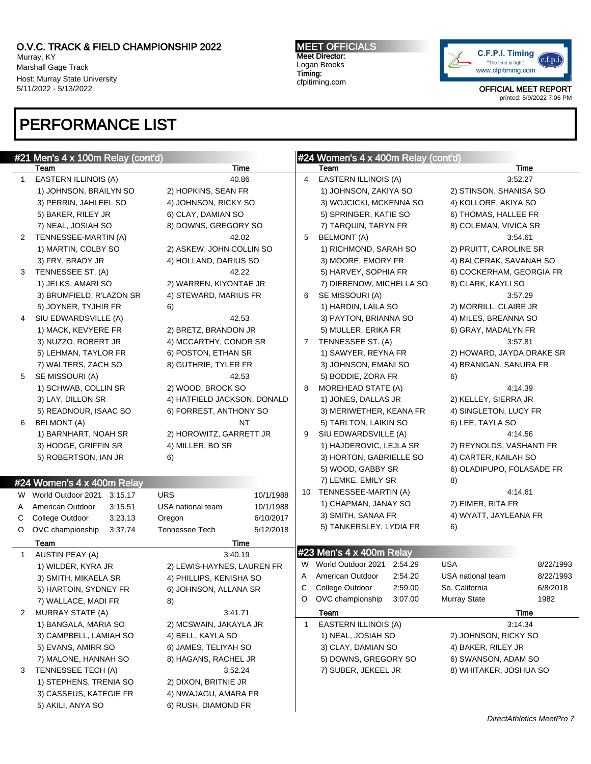# PERFORMANCE LIST

## #21 Men's 4 x 100m Relay (cont'd)

| | Team | | Time |
|---|---|---|---|
| 1 | EASTERN ILLINOIS (A) | | 40.86 |
| | 1) JOHNSON, BRAILYN SO | 2) HOPKINS, SEAN FR | |
| | 3) PERRIN, JAHLEEL SO | 4) JOHNSON, RICKY SO | |
| | 5) BAKER, RILEY JR | 6) CLAY, DAMIAN SO | |
| | 7) NEAL, JOSIAH SO | 8) DOWNS, GREGORY SO | |
| 2 | TENNESSEE-MARTIN (A) | | 42.02 |
| | 1) MARTIN, COLBY SO | 2) ASKEW, JOHN COLLIN SO | |
| | 3) FRY, BRADY JR | 4) HOLLAND, DARIUS SO | |
| 3 | TENNESSEE ST. (A) | | 42.22 |
| | 1) JELKS, AMARI SO | 2) WARREN, KIYONTAE JR | |
| | 3) BRUMFIELD, R'LAZON SR | 4) STEWARD, MARIUS FR | |
| | 5) JOYNER, TYJHIR FR | 6) | |
| 4 | SIU EDWARDSVILLE (A) | | 42.53 |
| | 1) MACK, KEVYERE FR | 2) BRETZ, BRANDON JR | |
| | 3) NUZZO, ROBERT JR | 4) MCCARTHY, CONOR SR | |
| | 5) LEHMAN, TAYLOR FR | 6) POSTON, ETHAN SR | |
| | 7) WALTERS, ZACH SO | 8) GUTHRIE, TYLER FR | |
| 5 | SE MISSOURI (A) | | 42.53 |
| | 1) SCHWAB, COLLIN SR | 2) WOOD, BROCK SO | |
| | 3) LAY, DILLON SR | 4) HATFIELD JACKSON, DONALD | |
| | 5) READNOUR, ISAAC SO | 6) FORREST, ANTHONY SO | |
| 6 | BELMONT (A) | | NT |
| | 1) BARNHART, NOAH SR | 2) HOROWITZ, GARRETT JR | |
| | 3) HODGE, GRIFFIN SR | 4) MILLER, BO SR | |
| | 5) ROBERTSON, IAN JR | 6) | |

## #24 Women's 4 x 400m Relay

| | | | | |
|---|---|---|---|---|
| W | World Outdoor 2021 | 3:15.17 | URS | 10/1/1988 |
| A | American Outdoor | 3:15.51 | USA national team | 10/1/1988 |
| C | College Outdoor | 3:23.13 | Oregon | 6/10/2017 |
| O | OVC championship | 3:37.74 | Tennessee Tech | 5/12/2018 |

| | Team | | Time |
|---|---|---|---|
| 1 | AUSTIN PEAY (A) | | 3:40.19 |
| | 1) WILDER, KYRA JR | 2) LEWIS-HAYNES, LAUREN FR | |
| | 3) SMITH, MIKAELA SR | 4) PHILLIPS, KENISHA SO | |
| | 5) HARTOIN, SYDNEY FR | 6) JOHNSON, ALLANA SR | |
| | 7) WALLACE, MADI FR | 8) | |
| 2 | MURRAY STATE (A) | | 3:41.71 |
| | 1) BANGALA, MARIA SO | 2) MCSWAIN, JAKAYLA JR | |
| | 3) CAMPBELL, LAMIAH SO | 4) BELL, KAYLA SO | |
| | 5) EVANS, AMIRR SO | 6) JAMES, TELIYAH SO | |
| | 7) MALONE, HANNAH SO | 8) HAGANS, RACHEL JR | |
| 3 | TENNESSEE TECH (A) | | 3:52.24 |
| | 1) STEPHENS, TRENIA SO | 2) DIXON, BRITNIE JR | |
| | 3) CASSEUS, KATEGIE FR | 4) NWAJAGU, AMARA FR | |
| | 5) AKILI, ANYA SO | 6) RUSH, DIAMOND FR | |

## #24 Women's 4 x 400m Relay (cont'd)

| | Team | | Time |
|---|---|---|---|
| 4 | EASTERN ILLINOIS (A) | | 3:52.27 |
| | 1) JOHNSON, ZAKIYA SO | 2) STINSON, SHANISA SO | |
| | 3) WOJCICKI, MCKENNA SO | 4) KOLLORE, AKIYA SO | |
| | 5) SPRINGER, KATIE SO | 6) THOMAS, HALLEE FR | |
| | 7) TARQUIN, TARYN FR | 8) COLEMAN, VIVICA SR | |
| 5 | BELMONT (A) | | 3:54.61 |
| | 1) RICHMOND, SARAH SO | 2) PRUITT, CAROLINE SR | |
| | 3) MOORE, EMORY FR | 4) BALCERAK, SAVANAH SO | |
| | 5) HARVEY, SOPHIA FR | 6) COCKERHAM, GEORGIA FR | |
| | 7) DIEBENOW, MICHELLA SO | 8) CLARK, KAYLI SO | |
| 6 | SE MISSOURI (A) | | 3:57.29 |
| | 1) HARDIN, LAILA SO | 2) MORRILL, CLAIRE JR | |
| | 3) PAYTON, BRIANNA SO | 4) MILES, BREANNA SO | |
| | 5) MULLER, ERIKA FR | 6) GRAY, MADALYN FR | |
| 7 | TENNESSEE ST. (A) | | 3:57.81 |
| | 1) SAWYER, REYNA FR | 2) HOWARD, JAYDA DRAKE SR | |
| | 3) JOHNSON, EMANI SO | 4) BRANIGAN, SANURA FR | |
| | 5) BODDIE, ZORA FR | 6) | |
| 8 | MOREHEAD STATE (A) | | 4:14.39 |
| | 1) JONES, DALLAS JR | 2) KELLEY, SIERRA JR | |
| | 3) MERIWETHER, KEANA FR | 4) SINGLETON, LUCY FR | |
| | 5) TARLTON, LAIKIN SO | 6) LEE, TAYLA SO | |
| 9 | SIU EDWARDSVILLE (A) | | 4:14.56 |
| | 1) HAJDEROVIC, LEJLA SR | 2) REYNOLDS, VASHANTI FR | |
| | 3) HORTON, GABRIELLE SO | 4) CARTER, KAILAH SO | |
| | 5) WOOD, GABBY SR | 6) OLADIPUPO, FOLASADE FR | |
| | 7) LEMKE, EMILY SR | 8) | |
| 10 | TENNESSEE-MARTIN (A) | | 4:14.61 |
| | 1) CHAPMAN, JANAY SO | 2) EIMER, RITA FR | |
| | 3) SMITH, SANAA FR | 4) WYATT, JAYLEANA FR | |
| | 5) TANKERSLEY, LYDIA FR | 6) | |

## #23 Men's 4 x 400m Relay

| | | | | |
|---|---|---|---|---|
| W | World Outdoor 2021 | 2:54.29 | USA | 8/22/1993 |
| A | American Outdoor | 2:54.20 | USA national team | 8/22/1993 |
| C | College Outdoor | 2:59.00 | So. California | 6/8/2018 |
| O | OVC championship | 3:07.00 | Murray State | 1982 |

| | Team | | Time |
|---|---|---|---|
| 1 | EASTERN ILLINOIS (A) | | 3:14.34 |
| | 1) NEAL, JOSIAH SO | 2) JOHNSON, RICKY SO | |
| | 3) CLAY, DAMIAN SO | 4) BAKER, RILEY JR | |
| | 5) DOWNS, GREGORY SO | 6) SWANSON, ADAM SO | |
| | 7) SUBER, JEKEEL JR | 8) WHITAKER, JOSHUA SO | |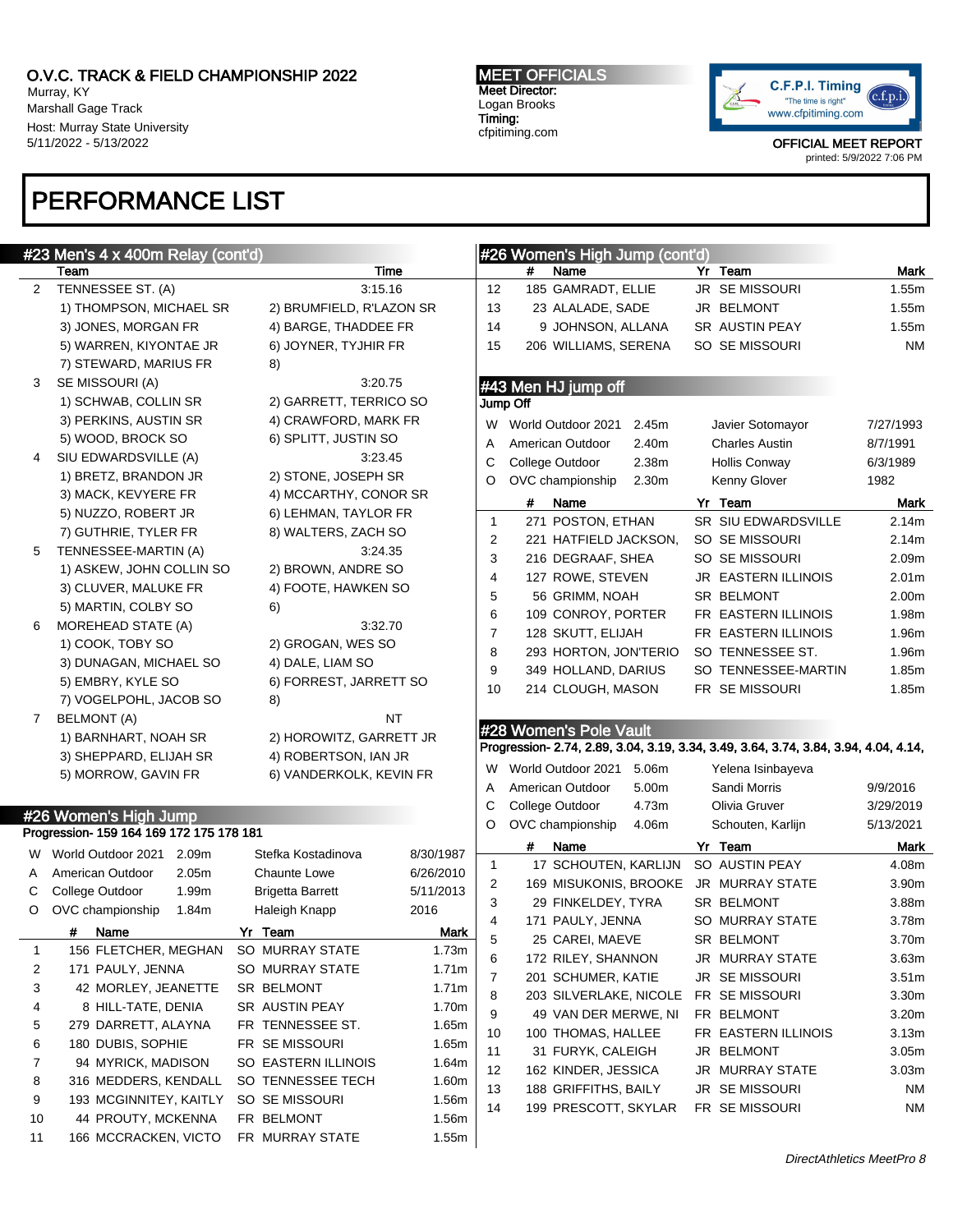# O.V.C. TRACK & FIELD CHAMPIONSHIP 2022

Murray, KY
Marshall Gage Track
Host: Murray State University
5/11/2022 - 5/13/2022

**MEET OFFICIALS**
Meet Director:
Logan Brooks
Timing:
cfpitiming.com

C.F.P.I. Timing "The time is right" www.cfpitiming.com

OFFICIAL MEET REPORT
printed: 5/9/2022 7:06 PM

# PERFORMANCE LIST

## #23 Men's 4 x 400m Relay (cont'd)

| | Team | | Time |
|---|---|---|---|
| 2 | TENNESSEE ST. (A) | | 3:15.16 |
| | 1) THOMPSON, MICHAEL SR | 2) BRUMFIELD, R'LAZON SR | |
| | 3) JONES, MORGAN FR | 4) BARGE, THADDEE FR | |
| | 5) WARREN, KIYONTAE JR | 6) JOYNER, TYJHIR FR | |
| | 7) STEWARD, MARIUS FR | 8) | |
| 3 | SE MISSOURI (A) | | 3:20.75 |
| | 1) SCHWAB, COLLIN SR | 2) GARRETT, TERRICO SO | |
| | 3) PERKINS, AUSTIN SR | 4) CRAWFORD, MARK FR | |
| | 5) WOOD, BROCK SO | 6) SPLITT, JUSTIN SO | |
| 4 | SIU EDWARDSVILLE (A) | | 3:23.45 |
| | 1) BRETZ, BRANDON JR | 2) STONE, JOSEPH SR | |
| | 3) MACK, KEVYERE FR | 4) MCCARTHY, CONOR SR | |
| | 5) NUZZO, ROBERT JR | 6) LEHMAN, TAYLOR FR | |
| | 7) GUTHRIE, TYLER FR | 8) WALTERS, ZACH SO | |
| 5 | TENNESSEE-MARTIN (A) | | 3:24.35 |
| | 1) ASKEW, JOHN COLLIN SO | 2) BROWN, ANDRE SO | |
| | 3) CLUVER, MALUKE FR | 4) FOOTE, HAWKEN SO | |
| | 5) MARTIN, COLBY SO | 6) | |
| 6 | MOREHEAD STATE (A) | | 3:32.70 |
| | 1) COOK, TOBY SO | 2) GROGAN, WES SO | |
| | 3) DUNAGAN, MICHAEL SO | 4) DALE, LIAM SO | |
| | 5) EMBRY, KYLE SO | 6) FORREST, JARRETT SO | |
| | 7) VOGELPOHL, JACOB SO | 8) | |
| 7 | BELMONT (A) | | NT |
| | 1) BARNHART, NOAH SR | 2) HOROWITZ, GARRETT JR | |
| | 3) SHEPPARD, ELIJAH SR | 4) ROBERTSON, IAN JR | |
| | 5) MORROW, GAVIN FR | 6) VANDERKOLK, KEVIN FR | |

## #26 Women's High Jump

Progression- 159 164 169 172 175 178 181

| | | | | |
|---|---|---|---|---|
| W | World Outdoor 2021 | 2.09m | Stefka Kostadinova | 8/30/1987 |
| A | American Outdoor | 2.05m | Chaunte Lowe | 6/26/2010 |
| C | College Outdoor | 1.99m | Brigetta Barrett | 5/11/2013 |
| O | OVC championship | 1.84m | Haleigh Knapp | 2016 |

| | # | Name | Yr | Team | Mark |
|---|---|---|---|---|---|
| 1 | 156 | FLETCHER, MEGHAN | SO | MURRAY STATE | 1.73m |
| 2 | 171 | PAULY, JENNA | SO | MURRAY STATE | 1.71m |
| 3 | 42 | MORLEY, JEANETTE | SR | BELMONT | 1.71m |
| 4 | 8 | HILL-TATE, DENIA | SR | AUSTIN PEAY | 1.70m |
| 5 | 279 | DARRETT, ALAYNA | FR | TENNESSEE ST. | 1.65m |
| 6 | 180 | DUBIS, SOPHIE | FR | SE MISSOURI | 1.65m |
| 7 | 94 | MYRICK, MADISON | SO | EASTERN ILLINOIS | 1.64m |
| 8 | 316 | MEDDERS, KENDALL | SO | TENNESSEE TECH | 1.60m |
| 9 | 193 | MCGINNITEY, KAITLY | SO | SE MISSOURI | 1.56m |
| 10 | 44 | PROUTY, MCKENNA | FR | BELMONT | 1.56m |
| 11 | 166 | MCCRACKEN, VICTO | FR | MURRAY STATE | 1.55m |

## #26 Women's High Jump (cont'd)

| | # | Name | Yr | Team | Mark |
|---|---|---|---|---|---|
| 12 | 185 | GAMRADT, ELLIE | JR | SE MISSOURI | 1.55m |
| 13 | 23 | ALALADE, SADE | JR | BELMONT | 1.55m |
| 14 | 9 | JOHNSON, ALLANA | SR | AUSTIN PEAY | 1.55m |
| 15 | 206 | WILLIAMS, SERENA | SO | SE MISSOURI | NM |

## #43 Men HJ jump off

Jump Off

| | | | | |
|---|---|---|---|---|
| W | World Outdoor 2021 | 2.45m | Javier Sotomayor | 7/27/1993 |
| A | American Outdoor | 2.40m | Charles Austin | 8/7/1991 |
| C | College Outdoor | 2.38m | Hollis Conway | 6/3/1989 |
| O | OVC championship | 2.30m | Kenny Glover | 1982 |

| | # | Name | Yr | Team | Mark |
|---|---|---|---|---|---|
| 1 | 271 | POSTON, ETHAN | SR | SIU EDWARDSVILLE | 2.14m |
| 2 | 221 | HATFIELD JACKSON, | SO | SE MISSOURI | 2.14m |
| 3 | 216 | DEGRAAF, SHEA | SO | SE MISSOURI | 2.09m |
| 4 | 127 | ROWE, STEVEN | JR | EASTERN ILLINOIS | 2.01m |
| 5 | 56 | GRIMM, NOAH | SR | BELMONT | 2.00m |
| 6 | 109 | CONROY, PORTER | FR | EASTERN ILLINOIS | 1.98m |
| 7 | 128 | SKUTT, ELIJAH | FR | EASTERN ILLINOIS | 1.96m |
| 8 | 293 | HORTON, JON'TERIO | SO | TENNESSEE ST. | 1.96m |
| 9 | 349 | HOLLAND, DARIUS | SO | TENNESSEE-MARTIN | 1.85m |
| 10 | 214 | CLOUGH, MASON | FR | SE MISSOURI | 1.85m |

## #28 Women's Pole Vault

Progression- 2.74, 2.89, 3.04, 3.19, 3.34, 3.49, 3.64, 3.74, 3.84, 3.94, 4.04, 4.14,

| | | | | |
|---|---|---|---|---|
| W | World Outdoor 2021 | 5.06m | Yelena Isinbayeva | |
| A | American Outdoor | 5.00m | Sandi Morris | 9/9/2016 |
| C | College Outdoor | 4.73m | Olivia Gruver | 3/29/2019 |
| O | OVC championship | 4.06m | Schouten, Karlijn | 5/13/2021 |

| | # | Name | Yr | Team | Mark |
|---|---|---|---|---|---|
| 1 | 17 | SCHOUTEN, KARLIJN | SO | AUSTIN PEAY | 4.08m |
| 2 | 169 | MISUKONIS, BROOKE | JR | MURRAY STATE | 3.90m |
| 3 | 29 | FINKELDEY, TYRA | SR | BELMONT | 3.88m |
| 4 | 171 | PAULY, JENNA | SO | MURRAY STATE | 3.78m |
| 5 | 25 | CAREI, MAEVE | SR | BELMONT | 3.70m |
| 6 | 172 | RILEY, SHANNON | JR | MURRAY STATE | 3.63m |
| 7 | 201 | SCHUMER, KATIE | JR | SE MISSOURI | 3.51m |
| 8 | 203 | SILVERLAKE, NICOLE | FR | SE MISSOURI | 3.30m |
| 9 | 49 | VAN DER MERWE, NI | FR | BELMONT | 3.20m |
| 10 | 100 | THOMAS, HALLEE | FR | EASTERN ILLINOIS | 3.13m |
| 11 | 31 | FURYK, CALEIGH | JR | BELMONT | 3.05m |
| 12 | 162 | KINDER, JESSICA | JR | MURRAY STATE | 3.03m |
| 13 | 188 | GRIFFITHS, BAILY | JR | SE MISSOURI | NM |
| 14 | 199 | PRESCOTT, SKYLAR | FR | SE MISSOURI | NM |

*DirectAthletics MeetPro 8*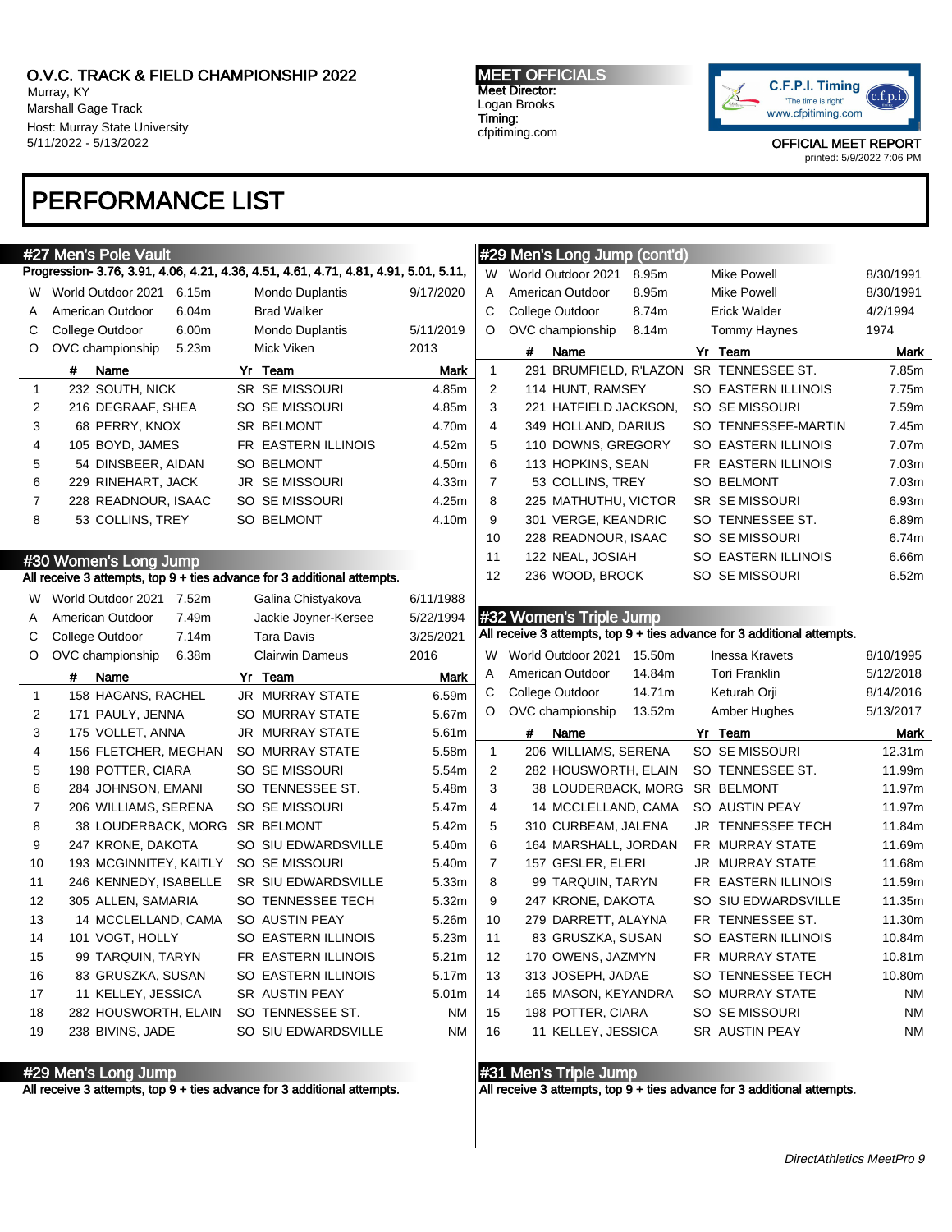# O.V.C. TRACK & FIELD CHAMPIONSHIP 2022

Murray, KY
Marshall Gage Track
Host: Murray State University
5/11/2022 - 5/13/2022

**MEET OFFICIALS**
Meet Director:
Logan Brooks
Timing:
cfpitiming.com

C.F.P.I. Timing — "The time is right" — www.cfpitiming.com

OFFICIAL MEET REPORT
printed: 5/9/2022 7:06 PM

## PERFORMANCE LIST

### #27 Men's Pole Vault

Progression- 3.76, 3.91, 4.06, 4.21, 4.36, 4.51, 4.61, 4.71, 4.81, 4.91, 5.01, 5.11,

| | Record | Mark | Name | Date |
|---|---|---|---|---|
| W | World Outdoor 2021 | 6.15m | Mondo Duplantis | 9/17/2020 |
| A | American Outdoor | 6.04m | Brad Walker | |
| C | College Outdoor | 6.00m | Mondo Duplantis | 5/11/2019 |
| O | OVC championship | 5.23m | Mick Viken | 2013 |

| | # | Name | Yr | Team | Mark |
|---|---|---|---|---|---|
| 1 | 232 | SOUTH, NICK | SR | SE MISSOURI | 4.85m |
| 2 | 216 | DEGRAAF, SHEA | SO | SE MISSOURI | 4.85m |
| 3 | 68 | PERRY, KNOX | SR | BELMONT | 4.70m |
| 4 | 105 | BOYD, JAMES | FR | EASTERN ILLINOIS | 4.52m |
| 5 | 54 | DINSBEER, AIDAN | SO | BELMONT | 4.50m |
| 6 | 229 | RINEHART, JACK | JR | SE MISSOURI | 4.33m |
| 7 | 228 | READNOUR, ISAAC | SO | SE MISSOURI | 4.25m |
| 8 | 53 | COLLINS, TREY | SO | BELMONT | 4.10m |

### #30 Women's Long Jump

All receive 3 attempts, top 9 + ties advance for 3 additional attempts.

| | Record | Mark | Name | Date |
|---|---|---|---|---|
| W | World Outdoor 2021 | 7.52m | Galina Chistyakova | 6/11/1988 |
| A | American Outdoor | 7.49m | Jackie Joyner-Kersee | 5/22/1994 |
| C | College Outdoor | 7.14m | Tara Davis | 3/25/2021 |
| O | OVC championship | 6.38m | Clairwin Dameus | 2016 |

| | # | Name | Yr | Team | Mark |
|---|---|---|---|---|---|
| 1 | 158 | HAGANS, RACHEL | JR | MURRAY STATE | 6.59m |
| 2 | 171 | PAULY, JENNA | SO | MURRAY STATE | 5.67m |
| 3 | 175 | VOLLET, ANNA | JR | MURRAY STATE | 5.61m |
| 4 | 156 | FLETCHER, MEGHAN | SO | MURRAY STATE | 5.58m |
| 5 | 198 | POTTER, CIARA | SO | SE MISSOURI | 5.54m |
| 6 | 284 | JOHNSON, EMANI | SO | TENNESSEE ST. | 5.48m |
| 7 | 206 | WILLIAMS, SERENA | SO | SE MISSOURI | 5.47m |
| 8 | 38 | LOUDERBACK, MORG | SR | BELMONT | 5.42m |
| 9 | 247 | KRONE, DAKOTA | SO | SIU EDWARDSVILLE | 5.40m |
| 10 | 193 | MCGINNITEY, KAITLY | SO | SE MISSOURI | 5.40m |
| 11 | 246 | KENNEDY, ISABELLE | SR | SIU EDWARDSVILLE | 5.33m |
| 12 | 305 | ALLEN, SAMARIA | SO | TENNESSEE TECH | 5.32m |
| 13 | 14 | MCCLELLAND, CAMA | SO | AUSTIN PEAY | 5.26m |
| 14 | 101 | VOGT, HOLLY | SO | EASTERN ILLINOIS | 5.23m |
| 15 | 99 | TARQUIN, TARYN | FR | EASTERN ILLINOIS | 5.21m |
| 16 | 83 | GRUSZKA, SUSAN | SO | EASTERN ILLINOIS | 5.17m |
| 17 | 11 | KELLEY, JESSICA | SR | AUSTIN PEAY | 5.01m |
| 18 | 282 | HOUSWORTH, ELAIN | SO | TENNESSEE ST. | NM |
| 19 | 238 | BIVINS, JADE | SO | SIU EDWARDSVILLE | NM |

### #29 Men's Long Jump

All receive 3 attempts, top 9 + ties advance for 3 additional attempts.

### #29 Men's Long Jump (cont'd)

| | Record | Mark | Name | Date |
|---|---|---|---|---|
| W | World Outdoor 2021 | 8.95m | Mike Powell | 8/30/1991 |
| A | American Outdoor | 8.95m | Mike Powell | 8/30/1991 |
| C | College Outdoor | 8.74m | Erick Walder | 4/2/1994 |
| O | OVC championship | 8.14m | Tommy Haynes | 1974 |

| | # | Name | Yr | Team | Mark |
|---|---|---|---|---|---|
| 1 | 291 | BRUMFIELD, R'LAZON | SR | TENNESSEE ST. | 7.85m |
| 2 | 114 | HUNT, RAMSEY | SO | EASTERN ILLINOIS | 7.75m |
| 3 | 221 | HATFIELD JACKSON, | SO | SE MISSOURI | 7.59m |
| 4 | 349 | HOLLAND, DARIUS | SO | TENNESSEE-MARTIN | 7.45m |
| 5 | 110 | DOWNS, GREGORY | SO | EASTERN ILLINOIS | 7.07m |
| 6 | 113 | HOPKINS, SEAN | FR | EASTERN ILLINOIS | 7.03m |
| 7 | 53 | COLLINS, TREY | SO | BELMONT | 7.03m |
| 8 | 225 | MATHUTHU, VICTOR | SR | SE MISSOURI | 6.93m |
| 9 | 301 | VERGE, KEANDRIC | SO | TENNESSEE ST. | 6.89m |
| 10 | 228 | READNOUR, ISAAC | SO | SE MISSOURI | 6.74m |
| 11 | 122 | NEAL, JOSIAH | SO | EASTERN ILLINOIS | 6.66m |
| 12 | 236 | WOOD, BROCK | SO | SE MISSOURI | 6.52m |

### #32 Women's Triple Jump

All receive 3 attempts, top 9 + ties advance for 3 additional attempts.

| | Record | Mark | Name | Date |
|---|---|---|---|---|
| W | World Outdoor 2021 | 15.50m | Inessa Kravets | 8/10/1995 |
| A | American Outdoor | 14.84m | Tori Franklin | 5/12/2018 |
| C | College Outdoor | 14.71m | Keturah Orji | 8/14/2016 |
| O | OVC championship | 13.52m | Amber Hughes | 5/13/2017 |

| | # | Name | Yr | Team | Mark |
|---|---|---|---|---|---|
| 1 | 206 | WILLIAMS, SERENA | SO | SE MISSOURI | 12.31m |
| 2 | 282 | HOUSWORTH, ELAIN | SO | TENNESSEE ST. | 11.99m |
| 3 | 38 | LOUDERBACK, MORG | SR | BELMONT | 11.97m |
| 4 | 14 | MCCLELLAND, CAMA | SO | AUSTIN PEAY | 11.97m |
| 5 | 310 | CURBEAM, JALENA | JR | TENNESSEE TECH | 11.84m |
| 6 | 164 | MARSHALL, JORDAN | FR | MURRAY STATE | 11.69m |
| 7 | 157 | GESLER, ELERI | JR | MURRAY STATE | 11.68m |
| 8 | 99 | TARQUIN, TARYN | FR | EASTERN ILLINOIS | 11.59m |
| 9 | 247 | KRONE, DAKOTA | SO | SIU EDWARDSVILLE | 11.35m |
| 10 | 279 | DARRETT, ALAYNA | FR | TENNESSEE ST. | 11.30m |
| 11 | 83 | GRUSZKA, SUSAN | SO | EASTERN ILLINOIS | 10.84m |
| 12 | 170 | OWENS, JAZMYN | FR | MURRAY STATE | 10.81m |
| 13 | 313 | JOSEPH, JADAE | SO | TENNESSEE TECH | 10.80m |
| 14 | 165 | MASON, KEYANDRA | SO | MURRAY STATE | NM |
| 15 | 198 | POTTER, CIARA | SO | SE MISSOURI | NM |
| 16 | 11 | KELLEY, JESSICA | SR | AUSTIN PEAY | NM |

### #31 Men's Triple Jump

All receive 3 attempts, top 9 + ties advance for 3 additional attempts.

*DirectAthletics MeetPro 9*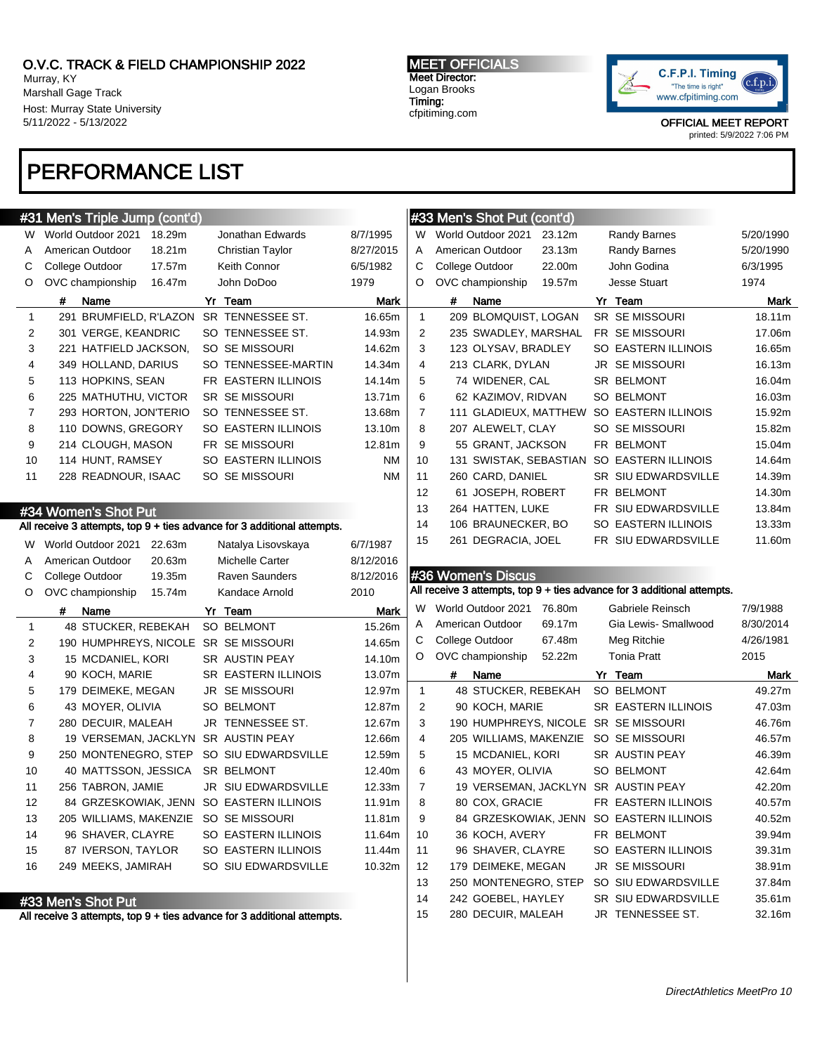# PERFORMANCE LIST

## #31 Men's Triple Jump (cont'd)

| | Record | Mark | Name | Date |
|---|---|---|---|---|
| W | World Outdoor 2021 | 18.29m | Jonathan Edwards | 8/7/1995 |
| A | American Outdoor | 18.21m | Christian Taylor | 8/27/2015 |
| C | College Outdoor | 17.57m | Keith Connor | 6/5/1982 |
| O | OVC championship | 16.47m | John DoDoo | 1979 |

| | # | Name | Yr | Team | Mark |
|---|---|---|---|---|---|
| 1 | 291 | BRUMFIELD, R'LAZON | SR | TENNESSEE ST. | 16.65m |
| 2 | 301 | VERGE, KEANDRIC | SO | TENNESSEE ST. | 14.93m |
| 3 | 221 | HATFIELD JACKSON, | SO | SE MISSOURI | 14.62m |
| 4 | 349 | HOLLAND, DARIUS | SO | TENNESSEE-MARTIN | 14.34m |
| 5 | 113 | HOPKINS, SEAN | FR | EASTERN ILLINOIS | 14.14m |
| 6 | 225 | MATHUTHU, VICTOR | SR | SE MISSOURI | 13.71m |
| 7 | 293 | HORTON, JON'TERIO | SO | TENNESSEE ST. | 13.68m |
| 8 | 110 | DOWNS, GREGORY | SO | EASTERN ILLINOIS | 13.10m |
| 9 | 214 | CLOUGH, MASON | FR | SE MISSOURI | 12.81m |
| 10 | 114 | HUNT, RAMSEY | SO | EASTERN ILLINOIS | NM |
| 11 | 228 | READNOUR, ISAAC | SO | SE MISSOURI | NM |

## #34 Women's Shot Put

All receive 3 attempts, top 9 + ties advance for 3 additional attempts.

| | Record | Mark | Name | Date |
|---|---|---|---|---|
| W | World Outdoor 2021 | 22.63m | Natalya Lisovskaya | 6/7/1987 |
| A | American Outdoor | 20.63m | Michelle Carter | 8/12/2016 |
| C | College Outdoor | 19.35m | Raven Saunders | 8/12/2016 |
| O | OVC championship | 15.74m | Kandace Arnold | 2010 |

| | # | Name | Yr | Team | Mark |
|---|---|---|---|---|---|
| 1 | 48 | STUCKER, REBEKAH | SO | BELMONT | 15.26m |
| 2 | 190 | HUMPHREYS, NICOLE | SR | SE MISSOURI | 14.65m |
| 3 | 15 | MCDANIEL, KORI | SR | AUSTIN PEAY | 14.10m |
| 4 | 90 | KOCH, MARIE | SR | EASTERN ILLINOIS | 13.07m |
| 5 | 179 | DEIMEKE, MEGAN | JR | SE MISSOURI | 12.97m |
| 6 | 43 | MOYER, OLIVIA | SO | BELMONT | 12.87m |
| 7 | 280 | DECUIR, MALEAH | JR | TENNESSEE ST. | 12.67m |
| 8 | 19 | VERSEMAN, JACKLYN | SR | AUSTIN PEAY | 12.66m |
| 9 | 250 | MONTENEGRO, STEP | SO | SIU EDWARDSVILLE | 12.59m |
| 10 | 40 | MATTSSON, JESSICA | SR | BELMONT | 12.40m |
| 11 | 256 | TABRON, JAMIE | JR | SIU EDWARDSVILLE | 12.33m |
| 12 | 84 | GRZESKOWIAK, JENN | SO | EASTERN ILLINOIS | 11.91m |
| 13 | 205 | WILLIAMS, MAKENZIE | SO | SE MISSOURI | 11.81m |
| 14 | 96 | SHAVER, CLAYRE | SO | EASTERN ILLINOIS | 11.64m |
| 15 | 87 | IVERSON, TAYLOR | SO | EASTERN ILLINOIS | 11.44m |
| 16 | 249 | MEEKS, JAMIRAH | SO | SIU EDWARDSVILLE | 10.32m |

## #33 Men's Shot Put

All receive 3 attempts, top 9 + ties advance for 3 additional attempts.

| | Record | Mark | Name | Date |
|---|---|---|---|---|
| W | World Outdoor 2021 | 23.12m | Randy Barnes | 5/20/1990 |
| A | American Outdoor | 23.13m | Randy Barnes | 5/20/1990 |
| C | College Outdoor | 22.00m | John Godina | 6/3/1995 |
| O | OVC championship | 19.57m | Jesse Stuart | 1974 |

| | # | Name | Yr | Team | Mark |
|---|---|---|---|---|---|
| 1 | 209 | BLOMQUIST, LOGAN | SR | SE MISSOURI | 18.11m |
| 2 | 235 | SWADLEY, MARSHAL | FR | SE MISSOURI | 17.06m |
| 3 | 123 | OLYSAV, BRADLEY | SO | EASTERN ILLINOIS | 16.65m |
| 4 | 213 | CLARK, DYLAN | JR | SE MISSOURI | 16.13m |
| 5 | 74 | WIDENER, CAL | SR | BELMONT | 16.04m |
| 6 | 62 | KAZIMOV, RIDVAN | SO | BELMONT | 16.03m |
| 7 | 111 | GLADIEUX, MATTHEW | SO | EASTERN ILLINOIS | 15.92m |
| 8 | 207 | ALEWELT, CLAY | SO | SE MISSOURI | 15.82m |
| 9 | 55 | GRANT, JACKSON | FR | BELMONT | 15.04m |
| 10 | 131 | SWISTAK, SEBASTIAN | SO | EASTERN ILLINOIS | 14.64m |
| 11 | 260 | CARD, DANIEL | SR | SIU EDWARDSVILLE | 14.39m |
| 12 | 61 | JOSEPH, ROBERT | FR | BELMONT | 14.30m |
| 13 | 264 | HATTEN, LUKE | FR | SIU EDWARDSVILLE | 13.84m |
| 14 | 106 | BRAUNECKER, BO | SO | EASTERN ILLINOIS | 13.33m |
| 15 | 261 | DEGRACIA, JOEL | FR | SIU EDWARDSVILLE | 11.60m |

## #36 Women's Discus

All receive 3 attempts, top 9 + ties advance for 3 additional attempts.

| | Record | Mark | Name | Date |
|---|---|---|---|---|
| W | World Outdoor 2021 | 76.80m | Gabriele Reinsch | 7/9/1988 |
| A | American Outdoor | 69.17m | Gia Lewis- Smallwood | 8/30/2014 |
| C | College Outdoor | 67.48m | Meg Ritchie | 4/26/1981 |
| O | OVC championship | 52.22m | Tonia Pratt | 2015 |

| | # | Name | Yr | Team | Mark |
|---|---|---|---|---|---|
| 1 | 48 | STUCKER, REBEKAH | SO | BELMONT | 49.27m |
| 2 | 90 | KOCH, MARIE | SR | EASTERN ILLINOIS | 47.03m |
| 3 | 190 | HUMPHREYS, NICOLE | SR | SE MISSOURI | 46.76m |
| 4 | 205 | WILLIAMS, MAKENZIE | SO | SE MISSOURI | 46.57m |
| 5 | 15 | MCDANIEL, KORI | SR | AUSTIN PEAY | 46.39m |
| 6 | 43 | MOYER, OLIVIA | SO | BELMONT | 42.64m |
| 7 | 19 | VERSEMAN, JACKLYN | SR | AUSTIN PEAY | 42.20m |
| 8 | 80 | COX, GRACIE | FR | EASTERN ILLINOIS | 40.57m |
| 9 | 84 | GRZESKOWIAK, JENN | SO | EASTERN ILLINOIS | 40.52m |
| 10 | 36 | KOCH, AVERY | FR | BELMONT | 39.94m |
| 11 | 96 | SHAVER, CLAYRE | SO | EASTERN ILLINOIS | 39.31m |
| 12 | 179 | DEIMEKE, MEGAN | JR | SE MISSOURI | 38.91m |
| 13 | 250 | MONTENEGRO, STEP | SO | SIU EDWARDSVILLE | 37.84m |
| 14 | 242 | GOEBEL, HAYLEY | SR | SIU EDWARDSVILLE | 35.61m |
| 15 | 280 | DECUIR, MALEAH | JR | TENNESSEE ST. | 32.16m |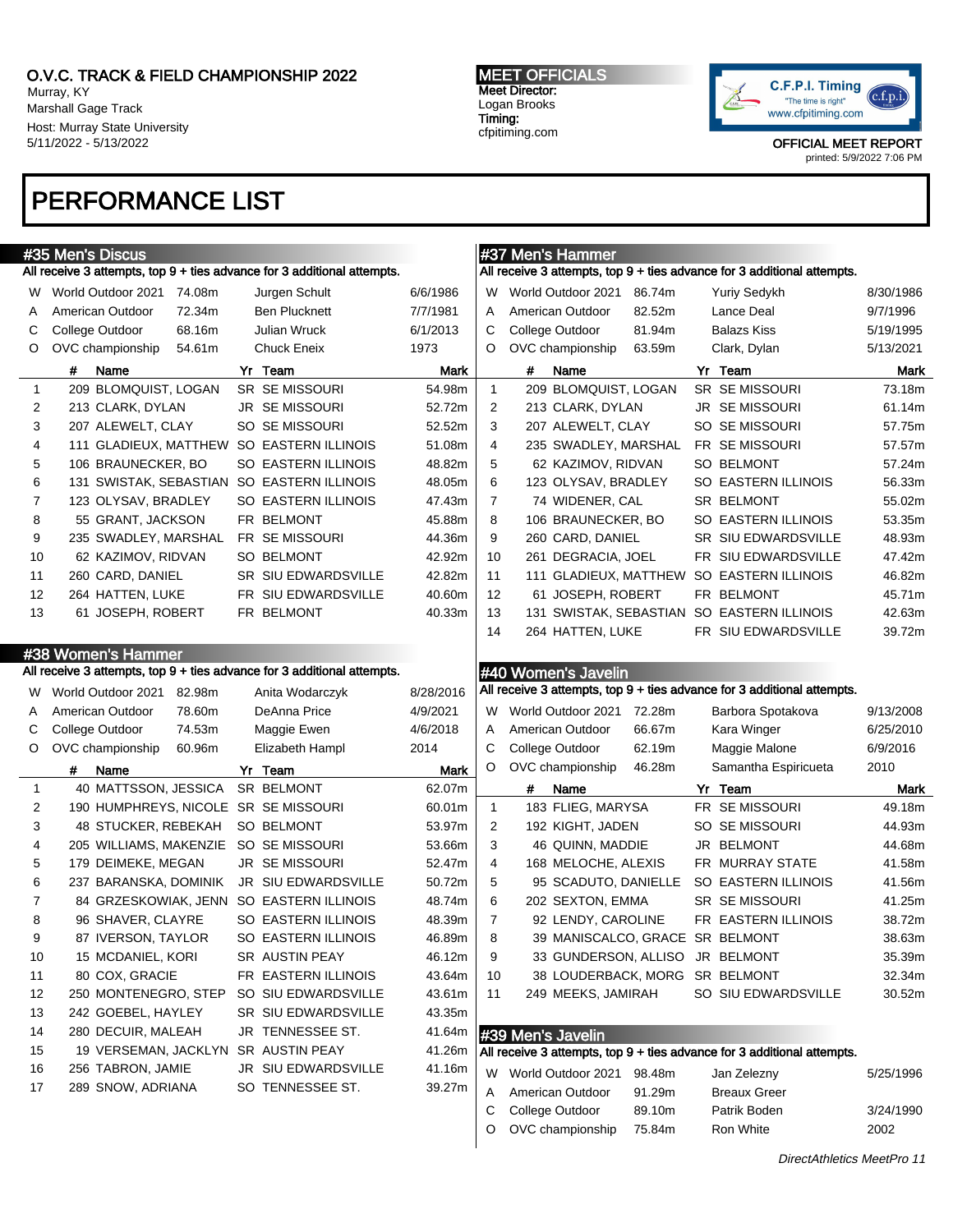O.V.C. TRACK & FIELD CHAMPIONSHIP 2022
Murray, KY
Marshall Gage Track
Host: Murray State University
5/11/2022 - 5/13/2022

MEET OFFICIALS
Meet Director:
Logan Brooks
Timing:
cfpitiming.com

C.F.P.I. Timing "The time is right" www.cfpitiming.com

OFFICIAL MEET REPORT
printed: 5/9/2022 7:06 PM

# PERFORMANCE LIST

## #35 Men's Discus

All receive 3 attempts, top 9 + ties advance for 3 additional attempts.

| | | | | |
|---|---|---|---|---|
| W | World Outdoor 2021 | 74.08m | Jurgen Schult | 6/6/1986 |
| A | American Outdoor | 72.34m | Ben Plucknett | 7/7/1981 |
| C | College Outdoor | 68.16m | Julian Wruck | 6/1/2013 |
| O | OVC championship | 54.61m | Chuck Eneix | 1973 |

| | # | Name | Yr | Team | Mark |
|---|---|---|---|---|---|
| 1 | 209 | BLOMQUIST, LOGAN | SR | SE MISSOURI | 54.98m |
| 2 | 213 | CLARK, DYLAN | JR | SE MISSOURI | 52.72m |
| 3 | 207 | ALEWELT, CLAY | SO | SE MISSOURI | 52.52m |
| 4 | 111 | GLADIEUX, MATTHEW | SO | EASTERN ILLINOIS | 51.08m |
| 5 | 106 | BRAUNECKER, BO | SO | EASTERN ILLINOIS | 48.82m |
| 6 | 131 | SWISTAK, SEBASTIAN | SO | EASTERN ILLINOIS | 48.05m |
| 7 | 123 | OLYSAV, BRADLEY | SO | EASTERN ILLINOIS | 47.43m |
| 8 | 55 | GRANT, JACKSON | FR | BELMONT | 45.88m |
| 9 | 235 | SWADLEY, MARSHAL | FR | SE MISSOURI | 44.36m |
| 10 | 62 | KAZIMOV, RIDVAN | SO | BELMONT | 42.92m |
| 11 | 260 | CARD, DANIEL | SR | SIU EDWARDSVILLE | 42.82m |
| 12 | 264 | HATTEN, LUKE | FR | SIU EDWARDSVILLE | 40.60m |
| 13 | 61 | JOSEPH, ROBERT | FR | BELMONT | 40.33m |

## #38 Women's Hammer

All receive 3 attempts, top 9 + ties advance for 3 additional attempts.

| | | | | |
|---|---|---|---|---|
| W | World Outdoor 2021 | 82.98m | Anita Wodarczyk | 8/28/2016 |
| A | American Outdoor | 78.60m | DeAnna Price | 4/9/2021 |
| C | College Outdoor | 74.53m | Maggie Ewen | 4/6/2018 |
| O | OVC championship | 60.96m | Elizabeth Hampl | 2014 |

| | # | Name | Yr | Team | Mark |
|---|---|---|---|---|---|
| 1 | 40 | MATTSSON, JESSICA | SR | BELMONT | 62.07m |
| 2 | 190 | HUMPHREYS, NICOLE | SR | SE MISSOURI | 60.01m |
| 3 | 48 | STUCKER, REBEKAH | SO | BELMONT | 53.97m |
| 4 | 205 | WILLIAMS, MAKENZIE | SO | SE MISSOURI | 53.66m |
| 5 | 179 | DEIMEKE, MEGAN | JR | SE MISSOURI | 52.47m |
| 6 | 237 | BARANSKA, DOMINIK | JR | SIU EDWARDSVILLE | 50.72m |
| 7 | 84 | GRZESKOWIAK, JENN | SO | EASTERN ILLINOIS | 48.74m |
| 8 | 96 | SHAVER, CLAYRE | SO | EASTERN ILLINOIS | 48.39m |
| 9 | 87 | IVERSON, TAYLOR | SO | EASTERN ILLINOIS | 46.89m |
| 10 | 15 | MCDANIEL, KORI | SR | AUSTIN PEAY | 46.12m |
| 11 | 80 | COX, GRACIE | FR | EASTERN ILLINOIS | 43.64m |
| 12 | 250 | MONTENEGRO, STEP | SO | SIU EDWARDSVILLE | 43.61m |
| 13 | 242 | GOEBEL, HAYLEY | SR | SIU EDWARDSVILLE | 43.35m |
| 14 | 280 | DECUIR, MALEAH | JR | TENNESSEE ST. | 41.64m |
| 15 | 19 | VERSEMAN, JACKLYN | SR | AUSTIN PEAY | 41.26m |
| 16 | 256 | TABRON, JAMIE | JR | SIU EDWARDSVILLE | 41.16m |
| 17 | 289 | SNOW, ADRIANA | SO | TENNESSEE ST. | 39.27m |

## #37 Men's Hammer

All receive 3 attempts, top 9 + ties advance for 3 additional attempts.

| | | | | |
|---|---|---|---|---|
| W | World Outdoor 2021 | 86.74m | Yuriy Sedykh | 8/30/1986 |
| A | American Outdoor | 82.52m | Lance Deal | 9/7/1996 |
| C | College Outdoor | 81.94m | Balazs Kiss | 5/19/1995 |
| O | OVC championship | 63.59m | Clark, Dylan | 5/13/2021 |

| | # | Name | Yr | Team | Mark |
|---|---|---|---|---|---|
| 1 | 209 | BLOMQUIST, LOGAN | SR | SE MISSOURI | 73.18m |
| 2 | 213 | CLARK, DYLAN | JR | SE MISSOURI | 61.14m |
| 3 | 207 | ALEWELT, CLAY | SO | SE MISSOURI | 57.75m |
| 4 | 235 | SWADLEY, MARSHAL | FR | SE MISSOURI | 57.57m |
| 5 | 62 | KAZIMOV, RIDVAN | SO | BELMONT | 57.24m |
| 6 | 123 | OLYSAV, BRADLEY | SO | EASTERN ILLINOIS | 56.33m |
| 7 | 74 | WIDENER, CAL | SR | BELMONT | 55.02m |
| 8 | 106 | BRAUNECKER, BO | SO | EASTERN ILLINOIS | 53.35m |
| 9 | 260 | CARD, DANIEL | SR | SIU EDWARDSVILLE | 48.93m |
| 10 | 261 | DEGRACIA, JOEL | FR | SIU EDWARDSVILLE | 47.42m |
| 11 | 111 | GLADIEUX, MATTHEW | SO | EASTERN ILLINOIS | 46.82m |
| 12 | 61 | JOSEPH, ROBERT | FR | BELMONT | 45.71m |
| 13 | 131 | SWISTAK, SEBASTIAN | SO | EASTERN ILLINOIS | 42.63m |
| 14 | 264 | HATTEN, LUKE | FR | SIU EDWARDSVILLE | 39.72m |

## #40 Women's Javelin

All receive 3 attempts, top 9 + ties advance for 3 additional attempts.

| | | | | |
|---|---|---|---|---|
| W | World Outdoor 2021 | 72.28m | Barbora Spotakova | 9/13/2008 |
| A | American Outdoor | 66.67m | Kara Winger | 6/25/2010 |
| C | College Outdoor | 62.19m | Maggie Malone | 6/9/2016 |
| O | OVC championship | 46.28m | Samantha Espiricueta | 2010 |

| | # | Name | Yr | Team | Mark |
|---|---|---|---|---|---|
| 1 | 183 | FLIEG, MARYSA | FR | SE MISSOURI | 49.18m |
| 2 | 192 | KIGHT, JADEN | SO | SE MISSOURI | 44.93m |
| 3 | 46 | QUINN, MADDIE | JR | BELMONT | 44.68m |
| 4 | 168 | MELOCHE, ALEXIS | FR | MURRAY STATE | 41.58m |
| 5 | 95 | SCADUTO, DANIELLE | SO | EASTERN ILLINOIS | 41.56m |
| 6 | 202 | SEXTON, EMMA | SR | SE MISSOURI | 41.25m |
| 7 | 92 | LENDY, CAROLINE | FR | EASTERN ILLINOIS | 38.72m |
| 8 | 39 | MANISCALCO, GRACE | SR | BELMONT | 38.63m |
| 9 | 33 | GUNDERSON, ALLISO | JR | BELMONT | 35.39m |
| 10 | 38 | LOUDERBACK, MORG | SR | BELMONT | 32.34m |
| 11 | 249 | MEEKS, JAMIRAH | SO | SIU EDWARDSVILLE | 30.52m |

## #39 Men's Javelin

All receive 3 attempts, top 9 + ties advance for 3 additional attempts.

| | | | | |
|---|---|---|---|---|
| W | World Outdoor 2021 | 98.48m | Jan Zelezny | 5/25/1996 |
| A | American Outdoor | 91.29m | Breaux Greer | |
| C | College Outdoor | 89.10m | Patrik Boden | 3/24/1990 |
| O | OVC championship | 75.84m | Ron White | 2002 |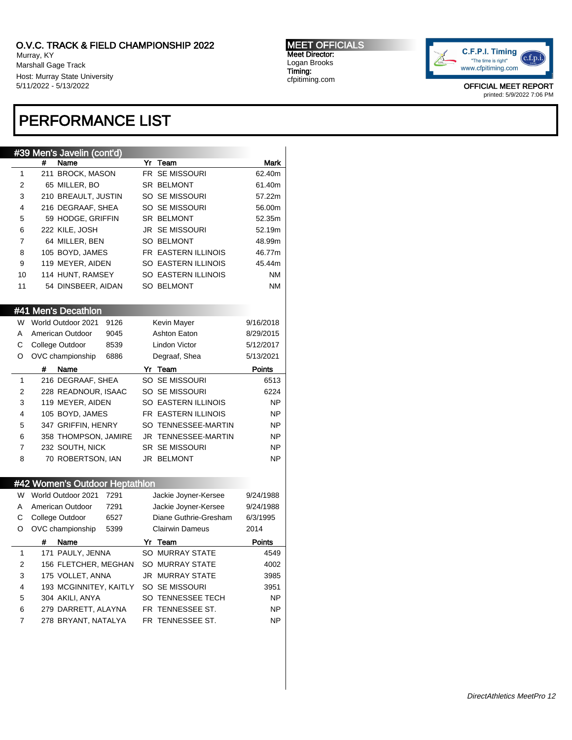O.V.C. TRACK & FIELD CHAMPIONSHIP 2022
Murray, KY
Marshall Gage Track
Host: Murray State University
5/11/2022 - 5/13/2022

**MEET OFFICIALS**
Meet Director:
Logan Brooks
Timing:
cfpitiming.com

C.F.P.I. Timing
"The time is right"
www.cfpitiming.com

OFFICIAL MEET REPORT
printed: 5/9/2022 7:06 PM

# PERFORMANCE LIST

## #39 Men's Javelin (cont'd)

| | # | Name | Yr | Team | Mark |
|---|---|---|---|---|---|
| 1 | 211 | BROCK, MASON | FR | SE MISSOURI | 62.40m |
| 2 | 65 | MILLER, BO | SR | BELMONT | 61.40m |
| 3 | 210 | BREAULT, JUSTIN | SO | SE MISSOURI | 57.22m |
| 4 | 216 | DEGRAAF, SHEA | SO | SE MISSOURI | 56.00m |
| 5 | 59 | HODGE, GRIFFIN | SR | BELMONT | 52.35m |
| 6 | 222 | KILE, JOSH | JR | SE MISSOURI | 52.19m |
| 7 | 64 | MILLER, BEN | SO | BELMONT | 48.99m |
| 8 | 105 | BOYD, JAMES | FR | EASTERN ILLINOIS | 46.77m |
| 9 | 119 | MEYER, AIDEN | SO | EASTERN ILLINOIS | 45.44m |
| 10 | 114 | HUNT, RAMSEY | SO | EASTERN ILLINOIS | NM |
| 11 | 54 | DINSBEER, AIDAN | SO | BELMONT | NM |

## #41 Men's Decathlon

| | Record | Mark | Holder | Date |
|---|---|---|---|---|
| W | World Outdoor 2021 | 9126 | Kevin Mayer | 9/16/2018 |
| A | American Outdoor | 9045 | Ashton Eaton | 8/29/2015 |
| C | College Outdoor | 8539 | Lindon Victor | 5/12/2017 |
| O | OVC championship | 6886 | Degraaf, Shea | 5/13/2021 |

| | # | Name | Yr | Team | Points |
|---|---|---|---|---|---|
| 1 | 216 | DEGRAAF, SHEA | SO | SE MISSOURI | 6513 |
| 2 | 228 | READNOUR, ISAAC | SO | SE MISSOURI | 6224 |
| 3 | 119 | MEYER, AIDEN | SO | EASTERN ILLINOIS | NP |
| 4 | 105 | BOYD, JAMES | FR | EASTERN ILLINOIS | NP |
| 5 | 347 | GRIFFIN, HENRY | SO | TENNESSEE-MARTIN | NP |
| 6 | 358 | THOMPSON, JAMIRE | JR | TENNESSEE-MARTIN | NP |
| 7 | 232 | SOUTH, NICK | SR | SE MISSOURI | NP |
| 8 | 70 | ROBERTSON, IAN | JR | BELMONT | NP |

## #42 Women's Outdoor Heptathlon

| | Record | Mark | Holder | Date |
|---|---|---|---|---|
| W | World Outdoor 2021 | 7291 | Jackie Joyner-Kersee | 9/24/1988 |
| A | American Outdoor | 7291 | Jackie Joyner-Kersee | 9/24/1988 |
| C | College Outdoor | 6527 | Diane Guthrie-Gresham | 6/3/1995 |
| O | OVC championship | 5399 | Clairwin Dameus | 2014 |

| | # | Name | Yr | Team | Points |
|---|---|---|---|---|---|
| 1 | 171 | PAULY, JENNA | SO | MURRAY STATE | 4549 |
| 2 | 156 | FLETCHER, MEGHAN | SO | MURRAY STATE | 4002 |
| 3 | 175 | VOLLET, ANNA | JR | MURRAY STATE | 3985 |
| 4 | 193 | MCGINNITEY, KAITLY | SO | SE MISSOURI | 3951 |
| 5 | 304 | AKILI, ANYA | SO | TENNESSEE TECH | NP |
| 6 | 279 | DARRETT, ALAYNA | FR | TENNESSEE ST. | NP |
| 7 | 278 | BRYANT, NATALYA | FR | TENNESSEE ST. | NP |

*DirectAthletics MeetPro 12*